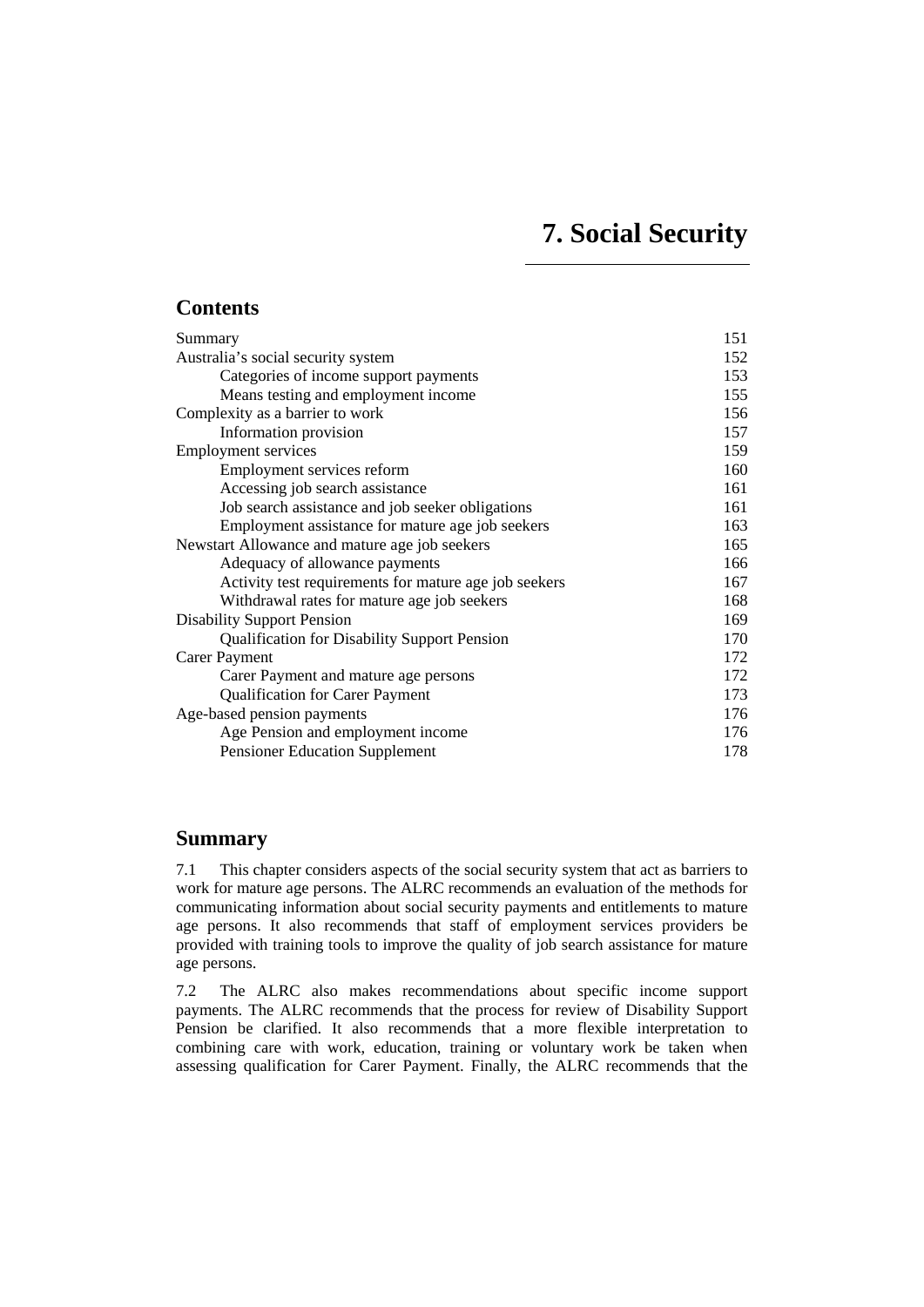# 7. Social Security

## Contents

| | |
|---|---|
| Summary | 151 |
| Australia's social security system | 152 |
| Categories of income support payments | 153 |
| Means testing and employment income | 155 |
| Complexity as a barrier to work | 156 |
| Information provision | 157 |
| Employment services | 159 |
| Employment services reform | 160 |
| Accessing job search assistance | 161 |
| Job search assistance and job seeker obligations | 161 |
| Employment assistance for mature age job seekers | 163 |
| Newstart Allowance and mature age job seekers | 165 |
| Adequacy of allowance payments | 166 |
| Activity test requirements for mature age job seekers | 167 |
| Withdrawal rates for mature age job seekers | 168 |
| Disability Support Pension | 169 |
| Qualification for Disability Support Pension | 170 |
| Carer Payment | 172 |
| Carer Payment and mature age persons | 172 |
| Qualification for Carer Payment | 173 |
| Age-based pension payments | 176 |
| Age Pension and employment income | 176 |
| Pensioner Education Supplement | 178 |

## Summary

7.1 This chapter considers aspects of the social security system that act as barriers to work for mature age persons. The ALRC recommends an evaluation of the methods for communicating information about social security payments and entitlements to mature age persons. It also recommends that staff of employment services providers be provided with training tools to improve the quality of job search assistance for mature age persons.

7.2 The ALRC also makes recommendations about specific income support payments. The ALRC recommends that the process for review of Disability Support Pension be clarified. It also recommends that a more flexible interpretation to combining care with work, education, training or voluntary work be taken when assessing qualification for Carer Payment. Finally, the ALRC recommends that the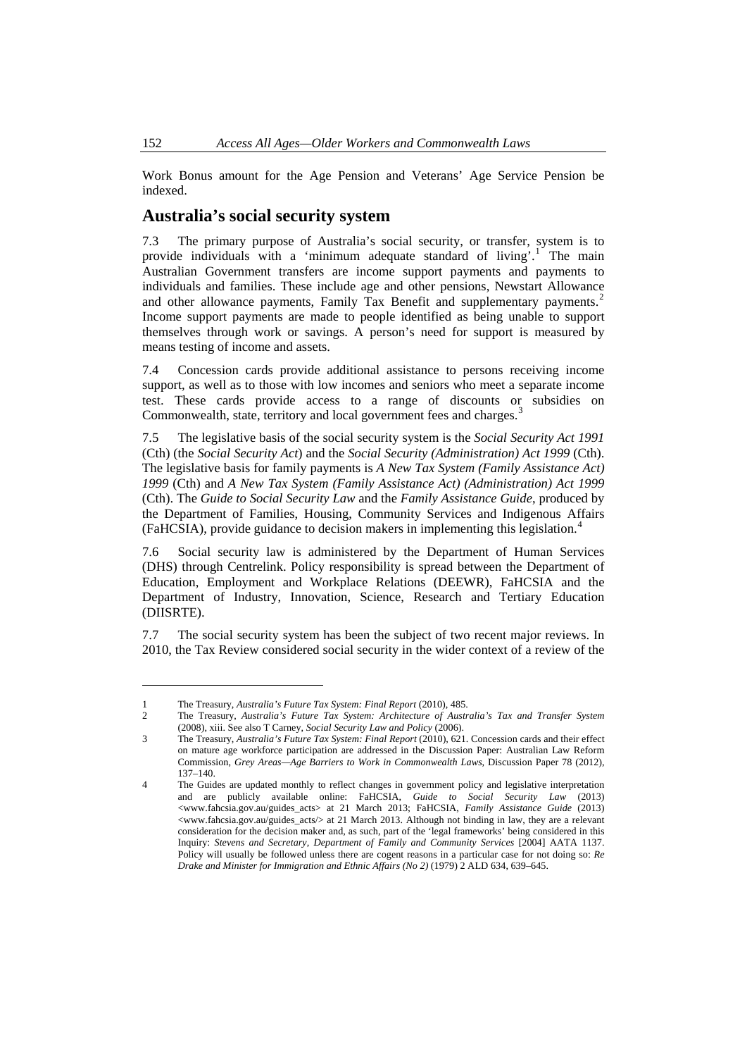Work Bonus amount for the Age Pension and Veterans' Age Service Pension be indexed.

## Australia's social security system

7.3 The primary purpose of Australia's social security, or transfer, system is to provide individuals with a 'minimum adequate standard of living'.[1] The main Australian Government transfers are income support payments and payments to individuals and families. These include age and other pensions, Newstart Allowance and other allowance payments, Family Tax Benefit and supplementary payments.[2] Income support payments are made to people identified as being unable to support themselves through work or savings. A person's need for support is measured by means testing of income and assets.

7.4 Concession cards provide additional assistance to persons receiving income support, as well as to those with low incomes and seniors who meet a separate income test. These cards provide access to a range of discounts or subsidies on Commonwealth, state, territory and local government fees and charges.[3]

7.5 The legislative basis of the social security system is the *Social Security Act 1991* (Cth) (the *Social Security Act*) and the *Social Security (Administration) Act 1999* (Cth). The legislative basis for family payments is *A New Tax System (Family Assistance Act) 1999* (Cth) and *A New Tax System (Family Assistance Act) (Administration) Act 1999* (Cth). The *Guide to Social Security Law* and the *Family Assistance Guide*, produced by the Department of Families, Housing, Community Services and Indigenous Affairs (FaHCSIA), provide guidance to decision makers in implementing this legislation.[4]

7.6 Social security law is administered by the Department of Human Services (DHS) through Centrelink. Policy responsibility is spread between the Department of Education, Employment and Workplace Relations (DEEWR), FaHCSIA and the Department of Industry, Innovation, Science, Research and Tertiary Education (DIISRTE).

7.7 The social security system has been the subject of two recent major reviews. In 2010, the Tax Review considered social security in the wider context of a review of the

---

1 The Treasury, *Australia's Future Tax System: Final Report* (2010), 485.

2 The Treasury, *Australia's Future Tax System: Architecture of Australia's Tax and Transfer System* (2008), xiii. See also T Carney, *Social Security Law and Policy* (2006).

3 The Treasury, *Australia's Future Tax System: Final Report* (2010), 621. Concession cards and their effect on mature age workforce participation are addressed in the Discussion Paper: Australian Law Reform Commission, *Grey Areas—Age Barriers to Work in Commonwealth Laws*, Discussion Paper 78 (2012), 137–140.

4 The Guides are updated monthly to reflect changes in government policy and legislative interpretation and are publicly available online: FaHCSIA, *Guide to Social Security Law* (2013) <www.fahcsia.gov.au/guides_acts> at 21 March 2013; FaHCSIA, *Family Assistance Guide* (2013) <www.fahcsia.gov.au/guides_acts/> at 21 March 2013. Although not binding in law, they are a relevant consideration for the decision maker and, as such, part of the 'legal frameworks' being considered in this Inquiry: *Stevens and Secretary, Department of Family and Community Services* [2004] AATA 1137. Policy will usually be followed unless there are cogent reasons in a particular case for not doing so: *Re Drake and Minister for Immigration and Ethnic Affairs (No 2)* (1979) 2 ALD 634, 639–645.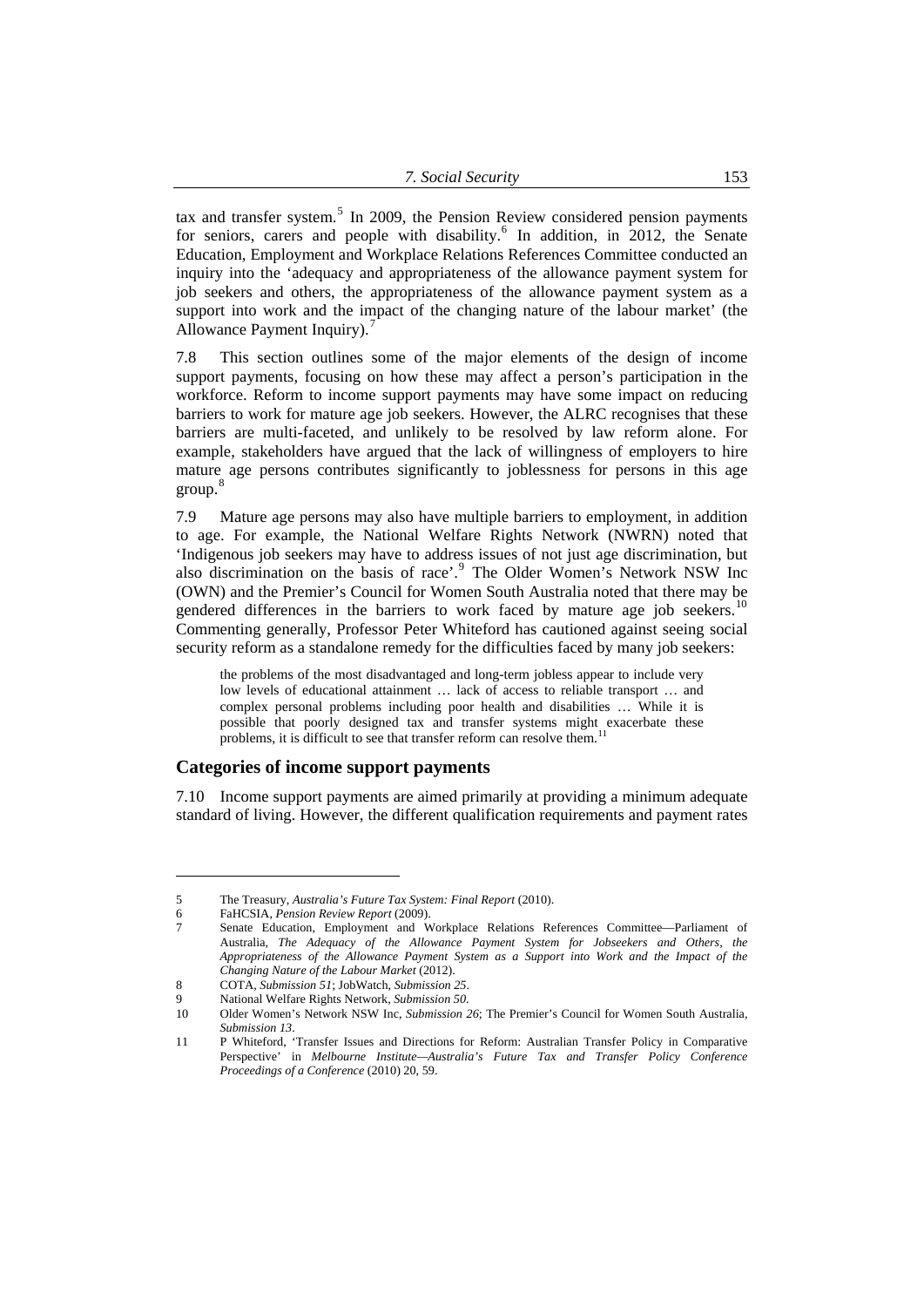tax and transfer system.[5] In 2009, the Pension Review considered pension payments for seniors, carers and people with disability.[6] In addition, in 2012, the Senate Education, Employment and Workplace Relations References Committee conducted an inquiry into the 'adequacy and appropriateness of the allowance payment system for job seekers and others, the appropriateness of the allowance payment system as a support into work and the impact of the changing nature of the labour market' (the Allowance Payment Inquiry).[7]

7.8 This section outlines some of the major elements of the design of income support payments, focusing on how these may affect a person's participation in the workforce. Reform to income support payments may have some impact on reducing barriers to work for mature age job seekers. However, the ALRC recognises that these barriers are multi-faceted, and unlikely to be resolved by law reform alone. For example, stakeholders have argued that the lack of willingness of employers to hire mature age persons contributes significantly to joblessness for persons in this age group.[8]

7.9 Mature age persons may also have multiple barriers to employment, in addition to age. For example, the National Welfare Rights Network (NWRN) noted that 'Indigenous job seekers may have to address issues of not just age discrimination, but also discrimination on the basis of race'.[9] The Older Women's Network NSW Inc (OWN) and the Premier's Council for Women South Australia noted that there may be gendered differences in the barriers to work faced by mature age job seekers.[10] Commenting generally, Professor Peter Whiteford has cautioned against seeing social security reform as a standalone remedy for the difficulties faced by many job seekers:

> the problems of the most disadvantaged and long-term jobless appear to include very low levels of educational attainment … lack of access to reliable transport … and complex personal problems including poor health and disabilities … While it is possible that poorly designed tax and transfer systems might exacerbate these problems, it is difficult to see that transfer reform can resolve them.[11]

## Categories of income support payments

7.10 Income support payments are aimed primarily at providing a minimum adequate standard of living. However, the different qualification requirements and payment rates

---

5 The Treasury, *Australia's Future Tax System: Final Report* (2010).

6 FaHCSIA, *Pension Review Report* (2009).

7 Senate Education, Employment and Workplace Relations References Committee—Parliament of Australia, *The Adequacy of the Allowance Payment System for Jobseekers and Others, the Appropriateness of the Allowance Payment System as a Support into Work and the Impact of the Changing Nature of the Labour Market* (2012).

8 COTA, *Submission 51*; JobWatch, *Submission 25*.

9 National Welfare Rights Network, *Submission 50*.

10 Older Women's Network NSW Inc, *Submission 26*; The Premier's Council for Women South Australia, *Submission 13*.

11 P Whiteford, 'Transfer Issues and Directions for Reform: Australian Transfer Policy in Comparative Perspective' in *Melbourne Institute—Australia's Future Tax and Transfer Policy Conference Proceedings of a Conference* (2010) 20, 59.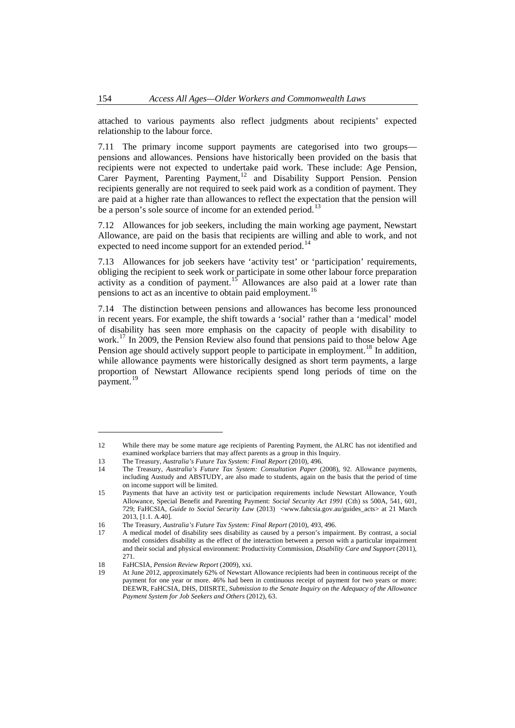attached to various payments also reflect judgments about recipients' expected relationship to the labour force.

7.11 The primary income support payments are categorised into two groups—pensions and allowances. Pensions have historically been provided on the basis that recipients were not expected to undertake paid work. These include: Age Pension, Carer Payment, Parenting Payment,[12] and Disability Support Pension. Pension recipients generally are not required to seek paid work as a condition of payment. They are paid at a higher rate than allowances to reflect the expectation that the pension will be a person's sole source of income for an extended period.[13]

7.12 Allowances for job seekers, including the main working age payment, Newstart Allowance, are paid on the basis that recipients are willing and able to work, and not expected to need income support for an extended period.[14]

7.13 Allowances for job seekers have 'activity test' or 'participation' requirements, obliging the recipient to seek work or participate in some other labour force preparation activity as a condition of payment.[15] Allowances are also paid at a lower rate than pensions to act as an incentive to obtain paid employment.[16]

7.14 The distinction between pensions and allowances has become less pronounced in recent years. For example, the shift towards a 'social' rather than a 'medical' model of disability has seen more emphasis on the capacity of people with disability to work.[17] In 2009, the Pension Review also found that pensions paid to those below Age Pension age should actively support people to participate in employment.[18] In addition, while allowance payments were historically designed as short term payments, a large proportion of Newstart Allowance recipients spend long periods of time on the payment.[19]

---

12 While there may be some mature age recipients of Parenting Payment, the ALRC has not identified and examined workplace barriers that may affect parents as a group in this Inquiry.

13 The Treasury, *Australia's Future Tax System: Final Report* (2010), 496.

14 The Treasury, *Australia's Future Tax System: Consultation Paper* (2008), 92. Allowance payments, including Austudy and ABSTUDY, are also made to students, again on the basis that the period of time on income support will be limited.

15 Payments that have an activity test or participation requirements include Newstart Allowance, Youth Allowance, Special Benefit and Parenting Payment: *Social Security Act 1991* (Cth) ss 500A, 541, 601, 729; FaHCSIA, *Guide to Social Security Law* (2013) <www.fahcsia.gov.au/guides_acts> at 21 March 2013, [1.1. A.40].

16 The Treasury, *Australia's Future Tax System: Final Report* (2010), 493, 496.

17 A medical model of disability sees disability as caused by a person's impairment. By contrast, a social model considers disability as the effect of the interaction between a person with a particular impairment and their social and physical environment: Productivity Commission, *Disability Care and Support* (2011), 271.

18 FaHCSIA, *Pension Review Report* (2009), xxi.

19 At June 2012, approximately 62% of Newstart Allowance recipients had been in continuous receipt of the payment for one year or more. 46% had been in continuous receipt of payment for two years or more: DEEWR, FaHCSIA, DHS, DIISRTE, *Submission to the Senate Inquiry on the Adequacy of the Allowance Payment System for Job Seekers and Others* (2012), 63.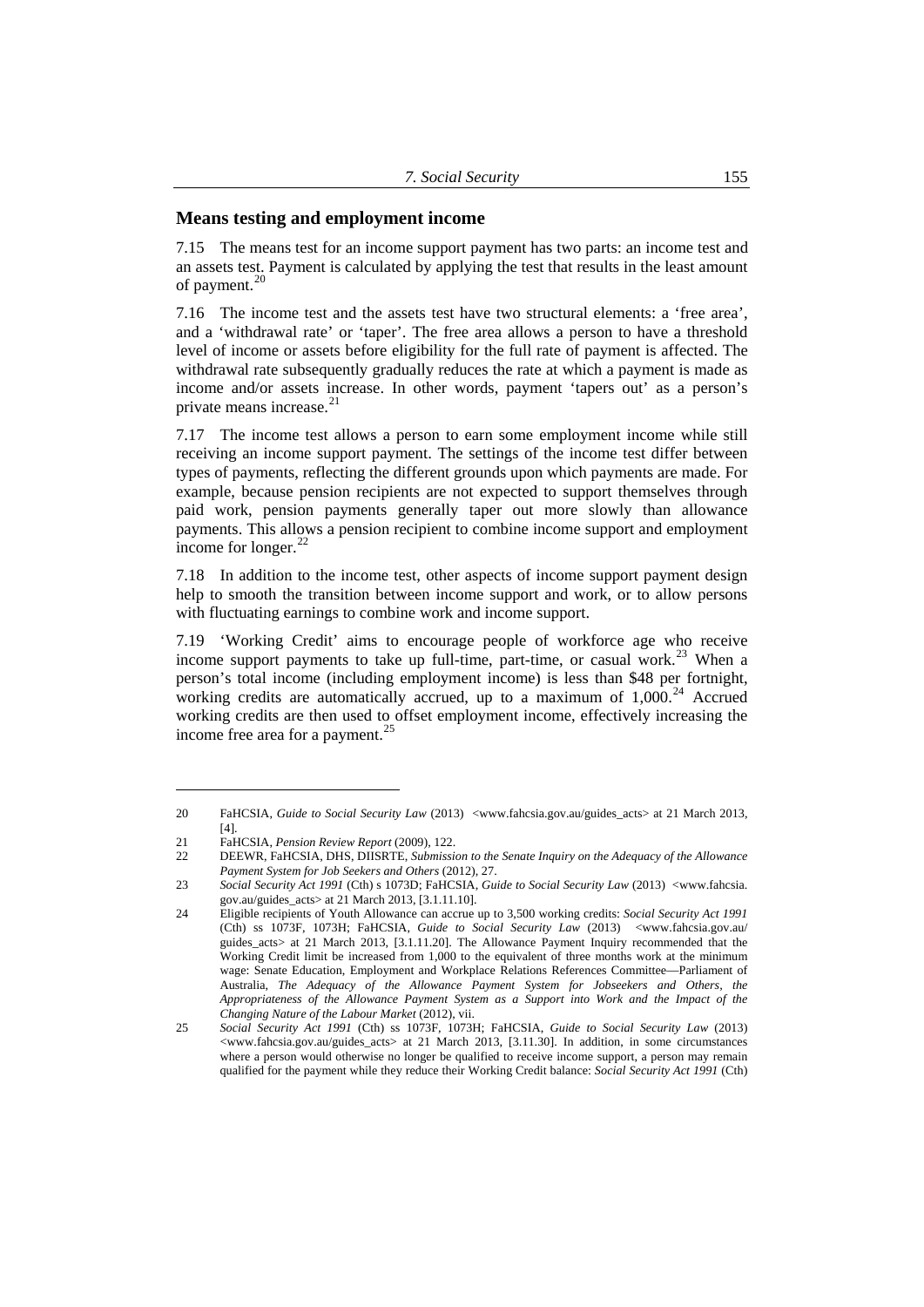## Means testing and employment income

7.15 The means test for an income support payment has two parts: an income test and an assets test. Payment is calculated by applying the test that results in the least amount of payment.[20]

7.16 The income test and the assets test have two structural elements: a 'free area', and a 'withdrawal rate' or 'taper'. The free area allows a person to have a threshold level of income or assets before eligibility for the full rate of payment is affected. The withdrawal rate subsequently gradually reduces the rate at which a payment is made as income and/or assets increase. In other words, payment 'tapers out' as a person's private means increase.[21]

7.17 The income test allows a person to earn some employment income while still receiving an income support payment. The settings of the income test differ between types of payments, reflecting the different grounds upon which payments are made. For example, because pension recipients are not expected to support themselves through paid work, pension payments generally taper out more slowly than allowance payments. This allows a pension recipient to combine income support and employment income for longer.[22]

7.18 In addition to the income test, other aspects of income support payment design help to smooth the transition between income support and work, or to allow persons with fluctuating earnings to combine work and income support.

7.19 'Working Credit' aims to encourage people of workforce age who receive income support payments to take up full-time, part-time, or casual work.[23] When a person's total income (including employment income) is less than $48 per fortnight, working credits are automatically accrued, up to a maximum of 1,000.[24] Accrued working credits are then used to offset employment income, effectively increasing the income free area for a payment.[25]

---

20 FaHCSIA, *Guide to Social Security Law* (2013) <www.fahcsia.gov.au/guides_acts> at 21 March 2013, [4].

21 FaHCSIA, *Pension Review Report* (2009), 122.

22 DEEWR, FaHCSIA, DHS, DIISRTE, *Submission to the Senate Inquiry on the Adequacy of the Allowance Payment System for Job Seekers and Others* (2012), 27.

23 *Social Security Act 1991* (Cth) s 1073D; FaHCSIA, *Guide to Social Security Law* (2013) <www.fahcsia.gov.au/guides_acts> at 21 March 2013, [3.1.11.10].

24 Eligible recipients of Youth Allowance can accrue up to 3,500 working credits: *Social Security Act 1991* (Cth) ss 1073F, 1073H; FaHCSIA, *Guide to Social Security Law* (2013) <www.fahcsia.gov.au/guides_acts> at 21 March 2013, [3.1.11.20]. The Allowance Payment Inquiry recommended that the Working Credit limit be increased from 1,000 to the equivalent of three months work at the minimum wage: Senate Education, Employment and Workplace Relations References Committee—Parliament of Australia, *The Adequacy of the Allowance Payment System for Jobseekers and Others, the Appropriateness of the Allowance Payment System as a Support into Work and the Impact of the Changing Nature of the Labour Market* (2012), vii.

25 *Social Security Act 1991* (Cth) ss 1073F, 1073H; FaHCSIA, *Guide to Social Security Law* (2013) <www.fahcsia.gov.au/guides_acts> at 21 March 2013, [3.11.30]. In addition, in some circumstances where a person would otherwise no longer be qualified to receive income support, a person may remain qualified for the payment while they reduce their Working Credit balance: *Social Security Act 1991* (Cth)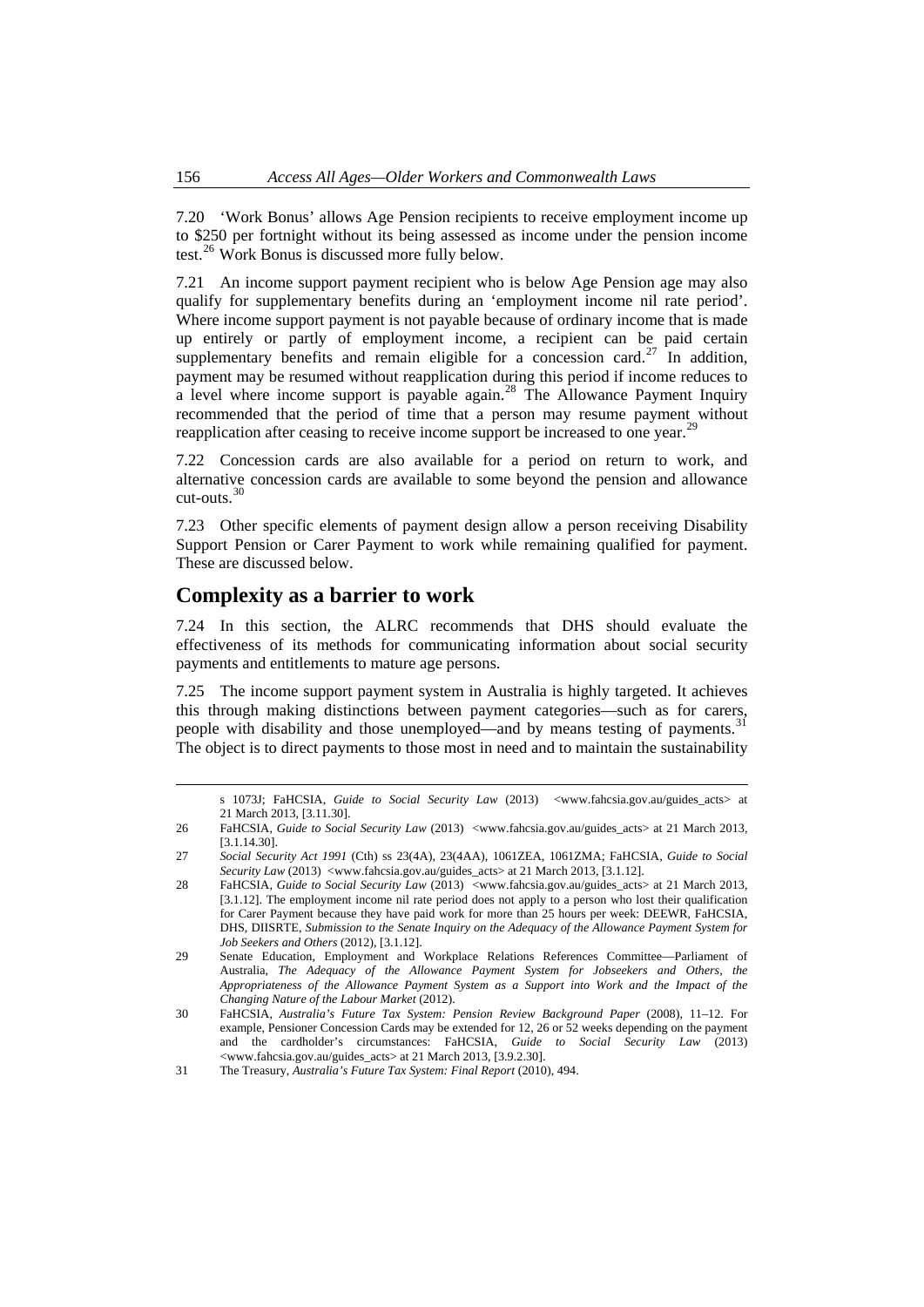7.20 'Work Bonus' allows Age Pension recipients to receive employment income up to $250 per fortnight without its being assessed as income under the pension income test.[26] Work Bonus is discussed more fully below.

7.21 An income support payment recipient who is below Age Pension age may also qualify for supplementary benefits during an 'employment income nil rate period'. Where income support payment is not payable because of ordinary income that is made up entirely or partly of employment income, a recipient can be paid certain supplementary benefits and remain eligible for a concession card.[27] In addition, payment may be resumed without reapplication during this period if income reduces to a level where income support is payable again.[28] The Allowance Payment Inquiry recommended that the period of time that a person may resume payment without reapplication after ceasing to receive income support be increased to one year.[29]

7.22 Concession cards are also available for a period on return to work, and alternative concession cards are available to some beyond the pension and allowance cut-outs.[30]

7.23 Other specific elements of payment design allow a person receiving Disability Support Pension or Carer Payment to work while remaining qualified for payment. These are discussed below.

## Complexity as a barrier to work

7.24 In this section, the ALRC recommends that DHS should evaluate the effectiveness of its methods for communicating information about social security payments and entitlements to mature age persons.

7.25 The income support payment system in Australia is highly targeted. It achieves this through making distinctions between payment categories—such as for carers, people with disability and those unemployed—and by means testing of payments.[31] The object is to direct payments to those most in need and to maintain the sustainability

---

s 1073J; FaHCSIA, *Guide to Social Security Law* (2013) <www.fahcsia.gov.au/guides_acts> at 21 March 2013, [3.11.30].

26 FaHCSIA, *Guide to Social Security Law* (2013) <www.fahcsia.gov.au/guides_acts> at 21 March 2013, [3.1.14.30].

27 *Social Security Act 1991* (Cth) ss 23(4A), 23(4AA), 1061ZEA, 1061ZMA; FaHCSIA, *Guide to Social Security Law* (2013) <www.fahcsia.gov.au/guides_acts> at 21 March 2013, [3.1.12].

28 FaHCSIA, *Guide to Social Security Law* (2013) <www.fahcsia.gov.au/guides_acts> at 21 March 2013, [3.1.12]. The employment income nil rate period does not apply to a person who lost their qualification for Carer Payment because they have paid work for more than 25 hours per week: DEEWR, FaHCSIA, DHS, DIISRTE, *Submission to the Senate Inquiry on the Adequacy of the Allowance Payment System for Job Seekers and Others* (2012), [3.1.12].

29 Senate Education, Employment and Workplace Relations References Committee—Parliament of Australia, *The Adequacy of the Allowance Payment System for Jobseekers and Others, the Appropriateness of the Allowance Payment System as a Support into Work and the Impact of the Changing Nature of the Labour Market* (2012).

30 FaHCSIA, *Australia's Future Tax System: Pension Review Background Paper* (2008), 11–12. For example, Pensioner Concession Cards may be extended for 12, 26 or 52 weeks depending on the payment and the cardholder's circumstances: FaHCSIA, *Guide to Social Security Law* (2013) <www.fahcsia.gov.au/guides_acts> at 21 March 2013, [3.9.2.30].

31 The Treasury, *Australia's Future Tax System: Final Report* (2010), 494.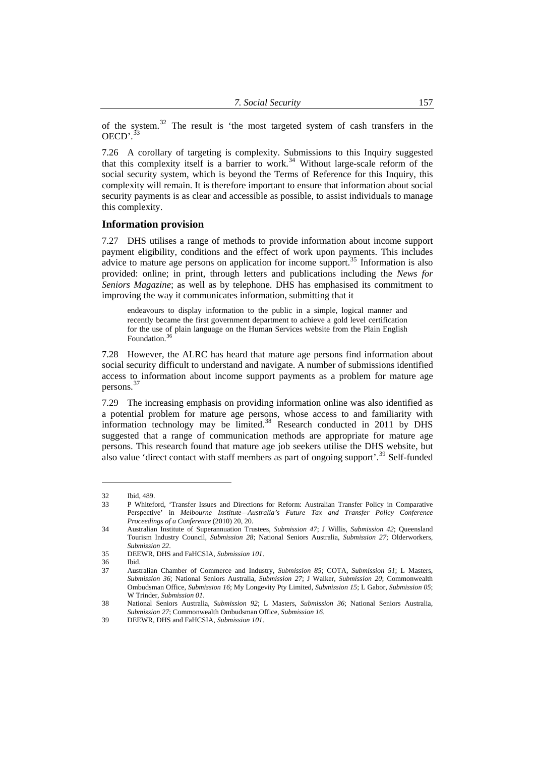of the system.[32] The result is 'the most targeted system of cash transfers in the OECD'.[33]

7.26 A corollary of targeting is complexity. Submissions to this Inquiry suggested that this complexity itself is a barrier to work.[34] Without large-scale reform of the social security system, which is beyond the Terms of Reference for this Inquiry, this complexity will remain. It is therefore important to ensure that information about social security payments is as clear and accessible as possible, to assist individuals to manage this complexity.

## Information provision

7.27 DHS utilises a range of methods to provide information about income support payment eligibility, conditions and the effect of work upon payments. This includes advice to mature age persons on application for income support.[35] Information is also provided: online; in print, through letters and publications including the *News for Seniors Magazine*; as well as by telephone. DHS has emphasised its commitment to improving the way it communicates information, submitting that it

> endeavours to display information to the public in a simple, logical manner and recently became the first government department to achieve a gold level certification for the use of plain language on the Human Services website from the Plain English Foundation.[36]

7.28 However, the ALRC has heard that mature age persons find information about social security difficult to understand and navigate. A number of submissions identified access to information about income support payments as a problem for mature age persons.[37]

7.29 The increasing emphasis on providing information online was also identified as a potential problem for mature age persons, whose access to and familiarity with information technology may be limited.[38] Research conducted in 2011 by DHS suggested that a range of communication methods are appropriate for mature age persons. This research found that mature age job seekers utilise the DHS website, but also value 'direct contact with staff members as part of ongoing support'.[39] Self-funded

---

32 Ibid, 489.

33 P Whiteford, 'Transfer Issues and Directions for Reform: Australian Transfer Policy in Comparative Perspective' in *Melbourne Institute—Australia's Future Tax and Transfer Policy Conference Proceedings of a Conference* (2010) 20, 20.

34 Australian Institute of Superannuation Trustees, *Submission 47*; J Willis, *Submission 42*; Queensland Tourism Industry Council, *Submission 28*; National Seniors Australia, *Submission 27*; Olderworkers, *Submission 22*.

35 DEEWR, DHS and FaHCSIA, *Submission 101*.

36 Ibid.

37 Australian Chamber of Commerce and Industry, *Submission 85*; COTA, *Submission 51*; L Masters, *Submission 36*; National Seniors Australia, *Submission 27*; J Walker, *Submission 20*; Commonwealth Ombudsman Office, *Submission 16*; My Longevity Pty Limited, *Submission 15*; L Gabor, *Submission 05*; W Trinder, *Submission 01*.

38 National Seniors Australia, *Submission 92*; L Masters, *Submission 36*; National Seniors Australia, *Submission 27*; Commonwealth Ombudsman Office, *Submission 16*.

39 DEEWR, DHS and FaHCSIA, *Submission 101*.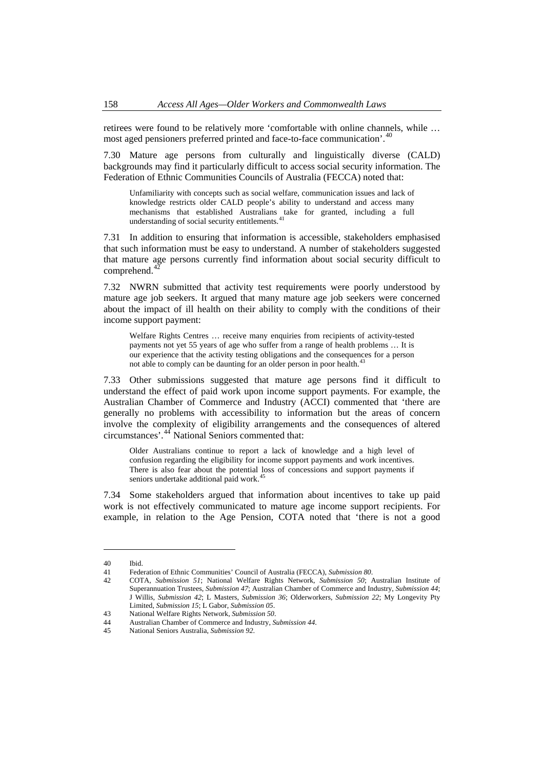retirees were found to be relatively more 'comfortable with online channels, while … most aged pensioners preferred printed and face-to-face communication'.[40]

7.30 Mature age persons from culturally and linguistically diverse (CALD) backgrounds may find it particularly difficult to access social security information. The Federation of Ethnic Communities Councils of Australia (FECCA) noted that:

> Unfamiliarity with concepts such as social welfare, communication issues and lack of knowledge restricts older CALD people's ability to understand and access many mechanisms that established Australians take for granted, including a full understanding of social security entitlements.[41]

7.31 In addition to ensuring that information is accessible, stakeholders emphasised that such information must be easy to understand. A number of stakeholders suggested that mature age persons currently find information about social security difficult to comprehend.[42]

7.32 NWRN submitted that activity test requirements were poorly understood by mature age job seekers. It argued that many mature age job seekers were concerned about the impact of ill health on their ability to comply with the conditions of their income support payment:

> Welfare Rights Centres … receive many enquiries from recipients of activity-tested payments not yet 55 years of age who suffer from a range of health problems … It is our experience that the activity testing obligations and the consequences for a person not able to comply can be daunting for an older person in poor health.[43]

7.33 Other submissions suggested that mature age persons find it difficult to understand the effect of paid work upon income support payments. For example, the Australian Chamber of Commerce and Industry (ACCI) commented that 'there are generally no problems with accessibility to information but the areas of concern involve the complexity of eligibility arrangements and the consequences of altered circumstances'.[44] National Seniors commented that:

> Older Australians continue to report a lack of knowledge and a high level of confusion regarding the eligibility for income support payments and work incentives. There is also fear about the potential loss of concessions and support payments if seniors undertake additional paid work.[45]

7.34 Some stakeholders argued that information about incentives to take up paid work is not effectively communicated to mature age income support recipients. For example, in relation to the Age Pension, COTA noted that 'there is not a good

---

40 Ibid.

41 Federation of Ethnic Communities' Council of Australia (FECCA), *Submission 80*.

42 COTA, *Submission 51*; National Welfare Rights Network, *Submission 50*; Australian Institute of Superannuation Trustees, *Submission 47*; Australian Chamber of Commerce and Industry, *Submission 44*; J Willis, *Submission 42*; L Masters, *Submission 36*; Olderworkers, *Submission 22*; My Longevity Pty Limited, *Submission 15*; L Gabor, *Submission 05*.

43 National Welfare Rights Network, *Submission 50*.

44 Australian Chamber of Commerce and Industry, *Submission 44*.

45 National Seniors Australia, *Submission 92*.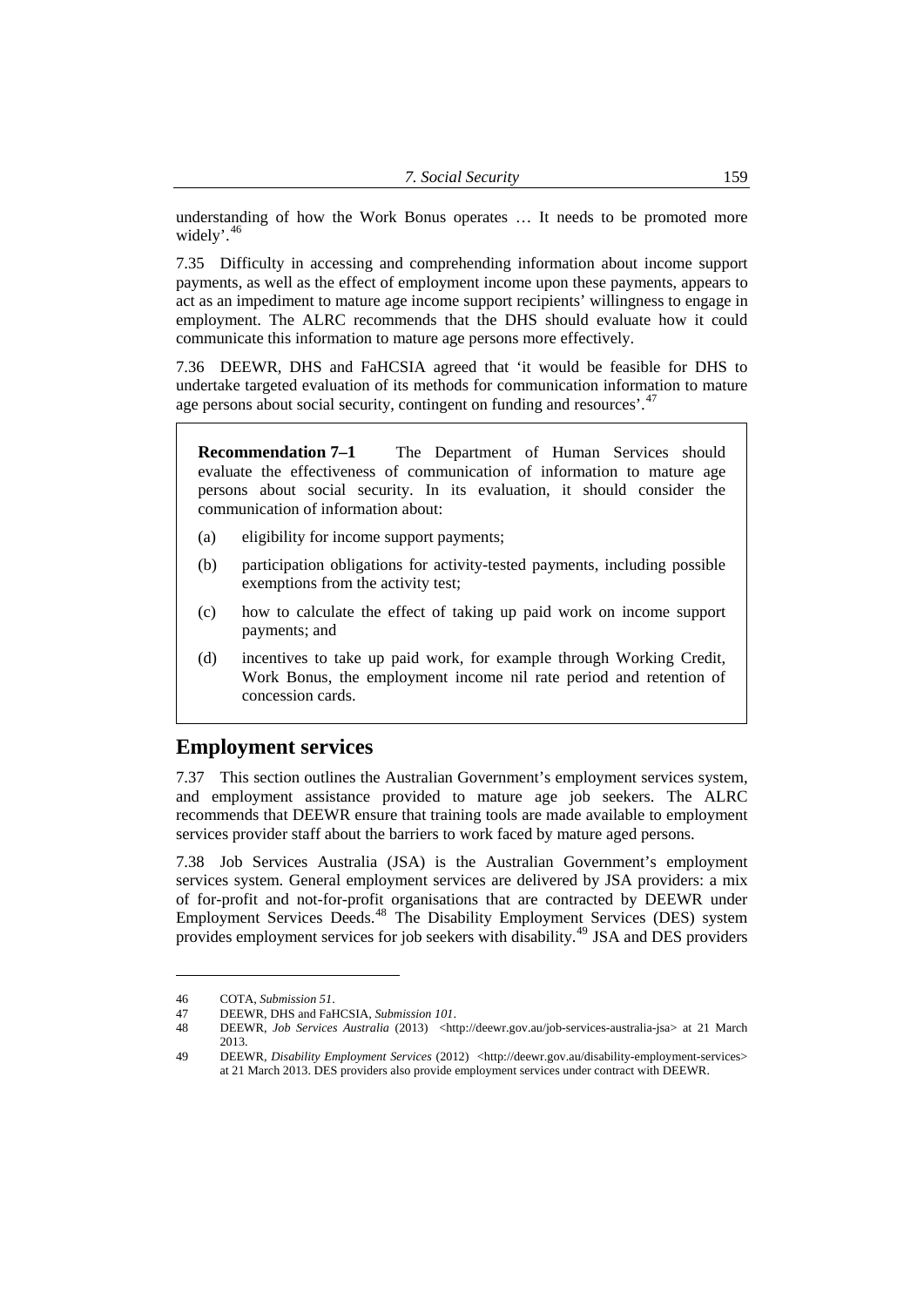understanding of how the Work Bonus operates … It needs to be promoted more widely'.[46]

7.35 Difficulty in accessing and comprehending information about income support payments, as well as the effect of employment income upon these payments, appears to act as an impediment to mature age income support recipients' willingness to engage in employment. The ALRC recommends that the DHS should evaluate how it could communicate this information to mature age persons more effectively.

7.36 DEEWR, DHS and FaHCSIA agreed that 'it would be feasible for DHS to undertake targeted evaluation of its methods for communication information to mature age persons about social security, contingent on funding and resources'.[47]

> **Recommendation 7–1** The Department of Human Services should evaluate the effectiveness of communication of information to mature age persons about social security. In its evaluation, it should consider the communication of information about:
>
> (a) eligibility for income support payments;
>
> (b) participation obligations for activity-tested payments, including possible exemptions from the activity test;
>
> (c) how to calculate the effect of taking up paid work on income support payments; and
>
> (d) incentives to take up paid work, for example through Working Credit, Work Bonus, the employment income nil rate period and retention of concession cards.

## Employment services

7.37 This section outlines the Australian Government's employment services system, and employment assistance provided to mature age job seekers. The ALRC recommends that DEEWR ensure that training tools are made available to employment services provider staff about the barriers to work faced by mature aged persons.

7.38 Job Services Australia (JSA) is the Australian Government's employment services system. General employment services are delivered by JSA providers: a mix of for-profit and not-for-profit organisations that are contracted by DEEWR under Employment Services Deeds.[48] The Disability Employment Services (DES) system provides employment services for job seekers with disability.[49] JSA and DES providers

---

46 COTA, *Submission 51*.

47 DEEWR, DHS and FaHCSIA, *Submission 101*.

48 DEEWR, *Job Services Australia* (2013) <http://deewr.gov.au/job-services-australia-jsa> at 21 March 2013.

49 DEEWR, *Disability Employment Services* (2012) <http://deewr.gov.au/disability-employment-services> at 21 March 2013. DES providers also provide employment services under contract with DEEWR.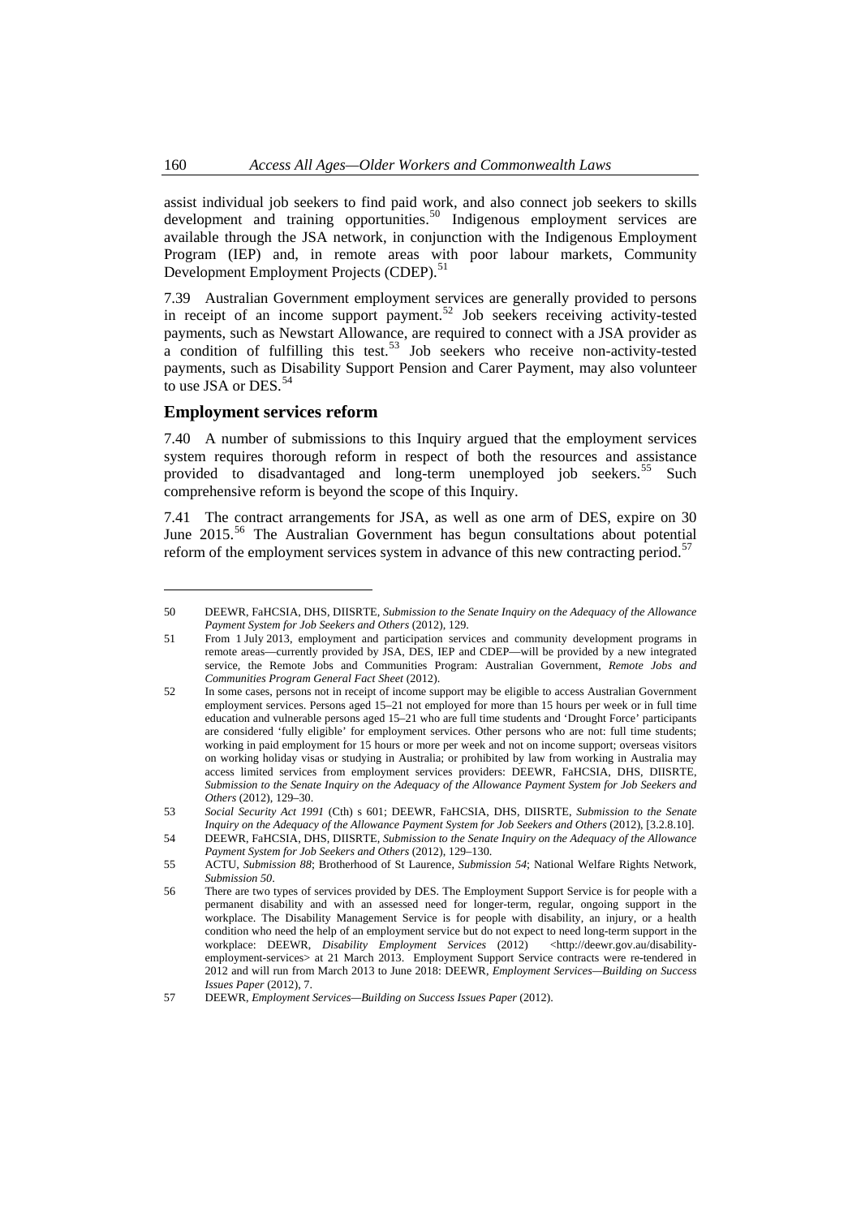assist individual job seekers to find paid work, and also connect job seekers to skills development and training opportunities.[50] Indigenous employment services are available through the JSA network, in conjunction with the Indigenous Employment Program (IEP) and, in remote areas with poor labour markets, Community Development Employment Projects (CDEP).[51]

7.39 Australian Government employment services are generally provided to persons in receipt of an income support payment.[52] Job seekers receiving activity-tested payments, such as Newstart Allowance, are required to connect with a JSA provider as a condition of fulfilling this test.[53] Job seekers who receive non-activity-tested payments, such as Disability Support Pension and Carer Payment, may also volunteer to use JSA or DES.[54]

## Employment services reform

7.40 A number of submissions to this Inquiry argued that the employment services system requires thorough reform in respect of both the resources and assistance provided to disadvantaged and long-term unemployed job seekers.[55] Such comprehensive reform is beyond the scope of this Inquiry.

7.41 The contract arrangements for JSA, as well as one arm of DES, expire on 30 June 2015.[56] The Australian Government has begun consultations about potential reform of the employment services system in advance of this new contracting period.[57]

---

50 DEEWR, FaHCSIA, DHS, DIISRTE, *Submission to the Senate Inquiry on the Adequacy of the Allowance Payment System for Job Seekers and Others* (2012), 129.

51 From 1 July 2013, employment and participation services and community development programs in remote areas—currently provided by JSA, DES, IEP and CDEP—will be provided by a new integrated service, the Remote Jobs and Communities Program: Australian Government, *Remote Jobs and Communities Program General Fact Sheet* (2012).

52 In some cases, persons not in receipt of income support may be eligible to access Australian Government employment services. Persons aged 15–21 not employed for more than 15 hours per week or in full time education and vulnerable persons aged 15–21 who are full time students and 'Drought Force' participants are considered 'fully eligible' for employment services. Other persons who are not: full time students; working in paid employment for 15 hours or more per week and not on income support; overseas visitors on working holiday visas or studying in Australia; or prohibited by law from working in Australia may access limited services from employment services providers: DEEWR, FaHCSIA, DHS, DIISRTE, *Submission to the Senate Inquiry on the Adequacy of the Allowance Payment System for Job Seekers and Others* (2012), 129–30.

53 *Social Security Act 1991* (Cth) s 601; DEEWR, FaHCSIA, DHS, DIISRTE, *Submission to the Senate Inquiry on the Adequacy of the Allowance Payment System for Job Seekers and Others* (2012), [3.2.8.10].

54 DEEWR, FaHCSIA, DHS, DIISRTE, *Submission to the Senate Inquiry on the Adequacy of the Allowance Payment System for Job Seekers and Others* (2012), 129–130.

55 ACTU, *Submission 88*; Brotherhood of St Laurence, *Submission 54*; National Welfare Rights Network, *Submission 50*.

56 There are two types of services provided by DES. The Employment Support Service is for people with a permanent disability and with an assessed need for longer-term, regular, ongoing support in the workplace. The Disability Management Service is for people with disability, an injury, or a health condition who need the help of an employment service but do not expect to need long-term support in the workplace: DEEWR, *Disability Employment Services* (2012) <http://deewr.gov.au/disability-employment-services> at 21 March 2013. Employment Support Service contracts were re-tendered in 2012 and will run from March 2013 to June 2018: DEEWR, *Employment Services—Building on Success Issues Paper* (2012), 7.

57 DEEWR, *Employment Services—Building on Success Issues Paper* (2012).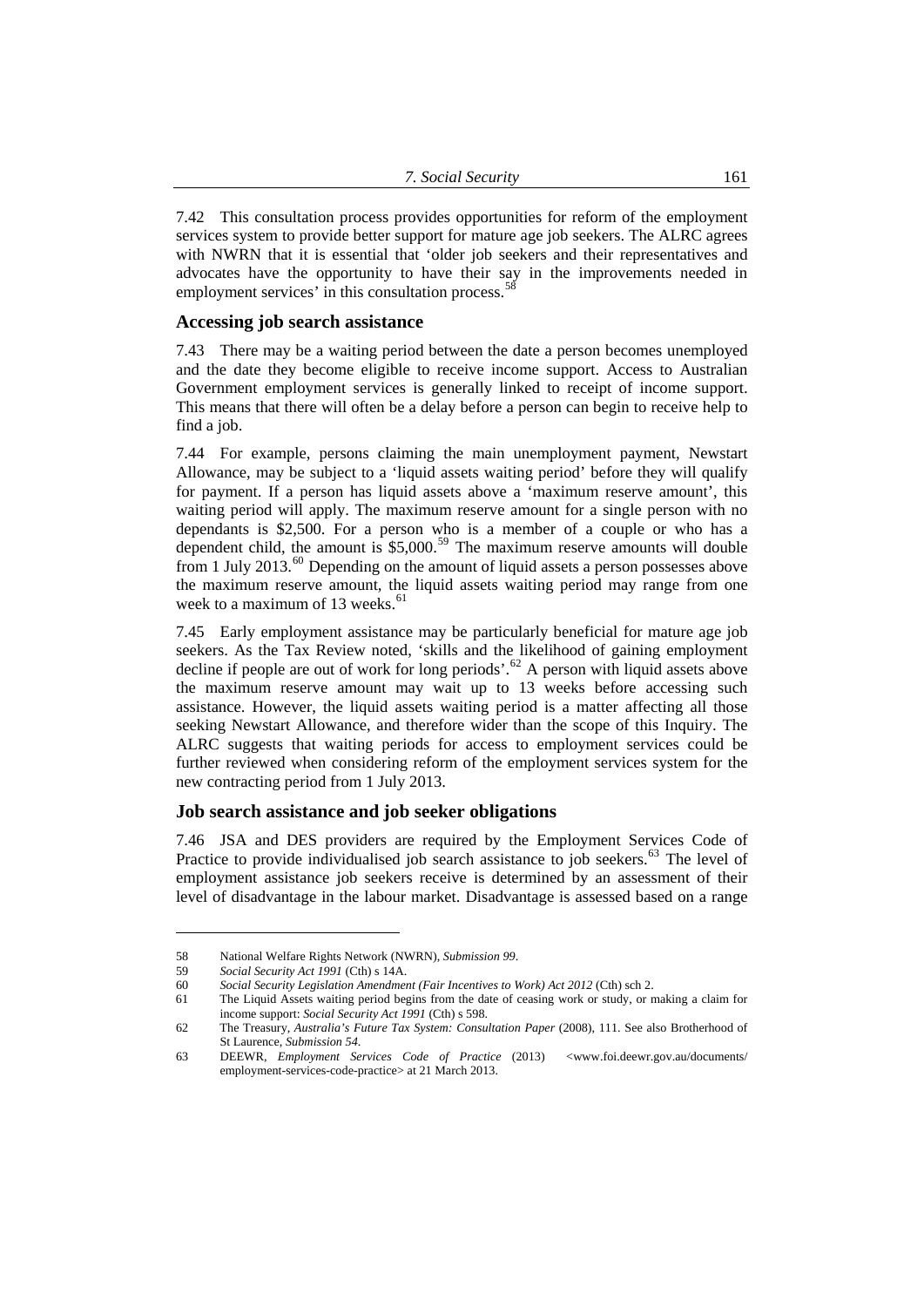7.42 This consultation process provides opportunities for reform of the employment services system to provide better support for mature age job seekers. The ALRC agrees with NWRN that it is essential that 'older job seekers and their representatives and advocates have the opportunity to have their say in the improvements needed in employment services' in this consultation process.[58]

### Accessing job search assistance

7.43 There may be a waiting period between the date a person becomes unemployed and the date they become eligible to receive income support. Access to Australian Government employment services is generally linked to receipt of income support. This means that there will often be a delay before a person can begin to receive help to find a job.

7.44 For example, persons claiming the main unemployment payment, Newstart Allowance, may be subject to a 'liquid assets waiting period' before they will qualify for payment. If a person has liquid assets above a 'maximum reserve amount', this waiting period will apply. The maximum reserve amount for a single person with no dependants is $2,500. For a person who is a member of a couple or who has a dependent child, the amount is $5,000.[59] The maximum reserve amounts will double from 1 July 2013.[60] Depending on the amount of liquid assets a person possesses above the maximum reserve amount, the liquid assets waiting period may range from one week to a maximum of 13 weeks.[61]

7.45 Early employment assistance may be particularly beneficial for mature age job seekers. As the Tax Review noted, 'skills and the likelihood of gaining employment decline if people are out of work for long periods'.[62] A person with liquid assets above the maximum reserve amount may wait up to 13 weeks before accessing such assistance. However, the liquid assets waiting period is a matter affecting all those seeking Newstart Allowance, and therefore wider than the scope of this Inquiry. The ALRC suggests that waiting periods for access to employment services could be further reviewed when considering reform of the employment services system for the new contracting period from 1 July 2013.

### Job search assistance and job seeker obligations

7.46 JSA and DES providers are required by the Employment Services Code of Practice to provide individualised job search assistance to job seekers.[63] The level of employment assistance job seekers receive is determined by an assessment of their level of disadvantage in the labour market. Disadvantage is assessed based on a range

---

58 National Welfare Rights Network (NWRN), *Submission 99*.

59 *Social Security Act 1991* (Cth) s 14A.

60 *Social Security Legislation Amendment (Fair Incentives to Work) Act 2012* (Cth) sch 2.

61 The Liquid Assets waiting period begins from the date of ceasing work or study, or making a claim for income support: *Social Security Act 1991* (Cth) s 598.

62 The Treasury, *Australia's Future Tax System: Consultation Paper* (2008), 111. See also Brotherhood of St Laurence, *Submission 54*.

63 DEEWR, *Employment Services Code of Practice* (2013) <www.foi.deewr.gov.au/documents/employment-services-code-practice> at 21 March 2013.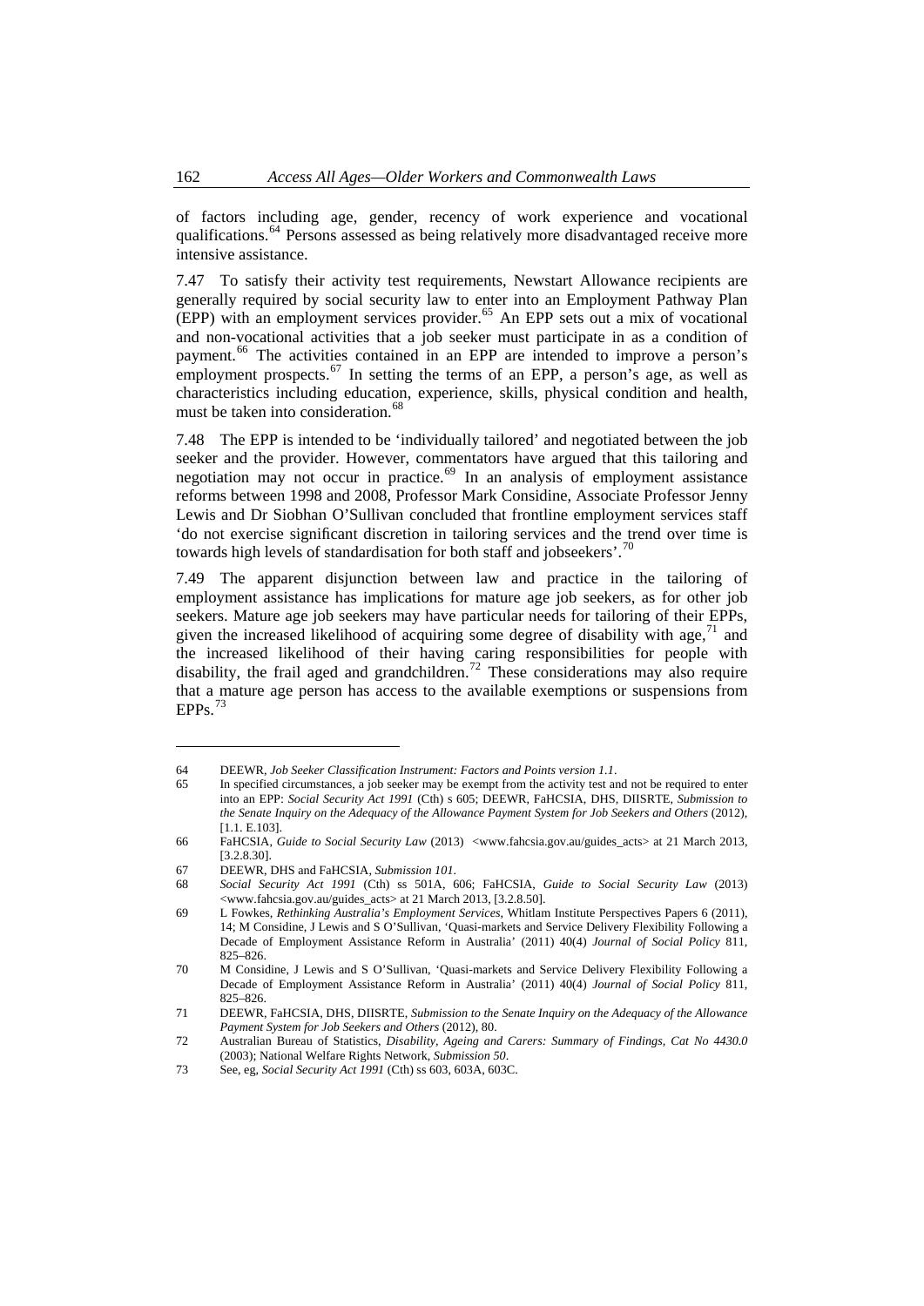of factors including age, gender, recency of work experience and vocational qualifications.[64] Persons assessed as being relatively more disadvantaged receive more intensive assistance.

7.47 To satisfy their activity test requirements, Newstart Allowance recipients are generally required by social security law to enter into an Employment Pathway Plan (EPP) with an employment services provider.[65] An EPP sets out a mix of vocational and non-vocational activities that a job seeker must participate in as a condition of payment.[66] The activities contained in an EPP are intended to improve a person's employment prospects.[67] In setting the terms of an EPP, a person's age, as well as characteristics including education, experience, skills, physical condition and health, must be taken into consideration.[68]

7.48 The EPP is intended to be 'individually tailored' and negotiated between the job seeker and the provider. However, commentators have argued that this tailoring and negotiation may not occur in practice.[69] In an analysis of employment assistance reforms between 1998 and 2008, Professor Mark Considine, Associate Professor Jenny Lewis and Dr Siobhan O'Sullivan concluded that frontline employment services staff 'do not exercise significant discretion in tailoring services and the trend over time is towards high levels of standardisation for both staff and jobseekers'.[70]

7.49 The apparent disjunction between law and practice in the tailoring of employment assistance has implications for mature age job seekers, as for other job seekers. Mature age job seekers may have particular needs for tailoring of their EPPs, given the increased likelihood of acquiring some degree of disability with age,[71] and the increased likelihood of their having caring responsibilities for people with disability, the frail aged and grandchildren.[72] These considerations may also require that a mature age person has access to the available exemptions or suspensions from EPPs.[73]

---

64 DEEWR, *Job Seeker Classification Instrument: Factors and Points version 1.1*.

65 In specified circumstances, a job seeker may be exempt from the activity test and not be required to enter into an EPP: *Social Security Act 1991* (Cth) s 605; DEEWR, FaHCSIA, DHS, DIISRTE, *Submission to the Senate Inquiry on the Adequacy of the Allowance Payment System for Job Seekers and Others* (2012), [1.1. E.103].

66 FaHCSIA, *Guide to Social Security Law* (2013) <www.fahcsia.gov.au/guides_acts> at 21 March 2013, [3.2.8.30].

67 DEEWR, DHS and FaHCSIA, *Submission 101*.

68 *Social Security Act 1991* (Cth) ss 501A, 606; FaHCSIA, *Guide to Social Security Law* (2013) <www.fahcsia.gov.au/guides_acts> at 21 March 2013, [3.2.8.50].

69 L Fowkes, *Rethinking Australia's Employment Services*, Whitlam Institute Perspectives Papers 6 (2011), 14; M Considine, J Lewis and S O'Sullivan, 'Quasi-markets and Service Delivery Flexibility Following a Decade of Employment Assistance Reform in Australia' (2011) 40(4) *Journal of Social Policy* 811, 825–826.

70 M Considine, J Lewis and S O'Sullivan, 'Quasi-markets and Service Delivery Flexibility Following a Decade of Employment Assistance Reform in Australia' (2011) 40(4) *Journal of Social Policy* 811, 825–826.

71 DEEWR, FaHCSIA, DHS, DIISRTE, *Submission to the Senate Inquiry on the Adequacy of the Allowance Payment System for Job Seekers and Others* (2012), 80.

72 Australian Bureau of Statistics, *Disability, Ageing and Carers: Summary of Findings, Cat No 4430.0* (2003); National Welfare Rights Network, *Submission 50*.

73 See, eg, *Social Security Act 1991* (Cth) ss 603, 603A, 603C.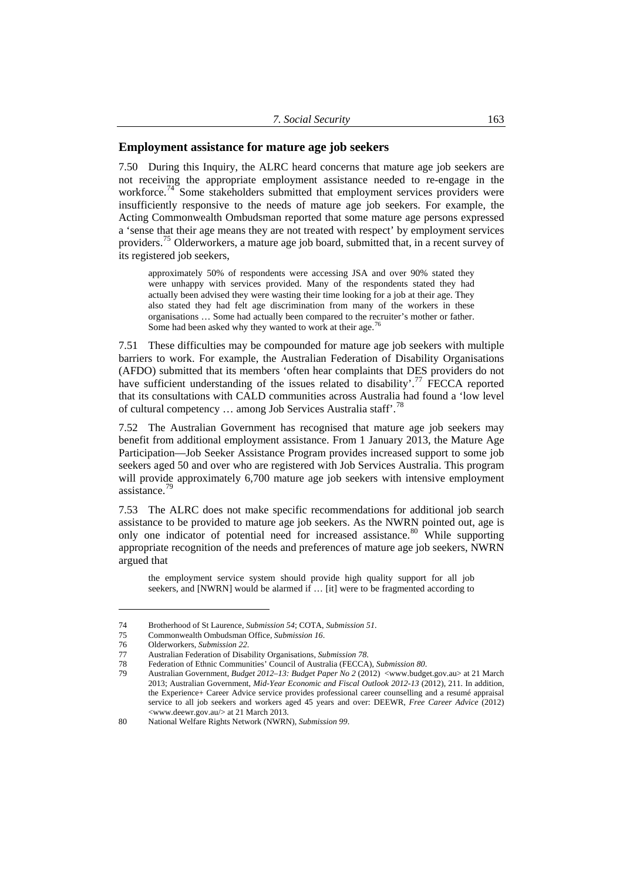### Employment assistance for mature age job seekers

7.50 During this Inquiry, the ALRC heard concerns that mature age job seekers are not receiving the appropriate employment assistance needed to re-engage in the workforce.[74] Some stakeholders submitted that employment services providers were insufficiently responsive to the needs of mature age job seekers. For example, the Acting Commonwealth Ombudsman reported that some mature age persons expressed a 'sense that their age means they are not treated with respect' by employment services providers.[75] Olderworkers, a mature age job board, submitted that, in a recent survey of its registered job seekers,

> approximately 50% of respondents were accessing JSA and over 90% stated they were unhappy with services provided. Many of the respondents stated they had actually been advised they were wasting their time looking for a job at their age. They also stated they had felt age discrimination from many of the workers in these organisations … Some had actually been compared to the recruiter's mother or father. Some had been asked why they wanted to work at their age.[76]

7.51 These difficulties may be compounded for mature age job seekers with multiple barriers to work. For example, the Australian Federation of Disability Organisations (AFDO) submitted that its members 'often hear complaints that DES providers do not have sufficient understanding of the issues related to disability'.[77] FECCA reported that its consultations with CALD communities across Australia had found a 'low level of cultural competency … among Job Services Australia staff'.[78]

7.52 The Australian Government has recognised that mature age job seekers may benefit from additional employment assistance. From 1 January 2013, the Mature Age Participation—Job Seeker Assistance Program provides increased support to some job seekers aged 50 and over who are registered with Job Services Australia. This program will provide approximately 6,700 mature age job seekers with intensive employment assistance.[79]

7.53 The ALRC does not make specific recommendations for additional job search assistance to be provided to mature age job seekers. As the NWRN pointed out, age is only one indicator of potential need for increased assistance.[80] While supporting appropriate recognition of the needs and preferences of mature age job seekers, NWRN argued that

> the employment service system should provide high quality support for all job seekers, and [NWRN] would be alarmed if … [it] were to be fragmented according to

---

74 Brotherhood of St Laurence, *Submission 54*; COTA, *Submission 51*.

75 Commonwealth Ombudsman Office, *Submission 16*.

76 Olderworkers, *Submission 22*.

77 Australian Federation of Disability Organisations, *Submission 78*.

78 Federation of Ethnic Communities' Council of Australia (FECCA), *Submission 80*.

79 Australian Government, *Budget 2012–13: Budget Paper No 2* (2012) <www.budget.gov.au> at 21 March 2013; Australian Government, *Mid-Year Economic and Fiscal Outlook 2012-13* (2012), 211. In addition, the Experience+ Career Advice service provides professional career counselling and a resumé appraisal service to all job seekers and workers aged 45 years and over: DEEWR, *Free Career Advice* (2012) <www.deewr.gov.au/> at 21 March 2013.

80 National Welfare Rights Network (NWRN), *Submission 99*.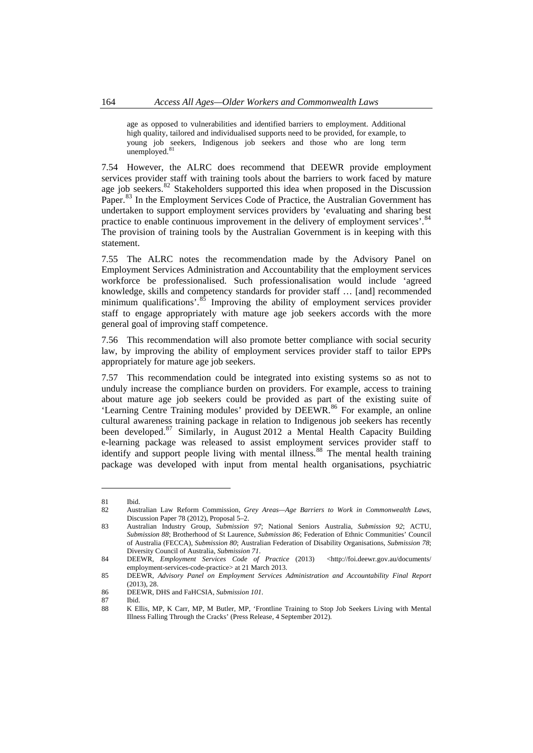> age as opposed to vulnerabilities and identified barriers to employment. Additional high quality, tailored and individualised supports need to be provided, for example, to young job seekers, Indigenous job seekers and those who are long term unemployed.[81]

7.54 However, the ALRC does recommend that DEEWR provide employment services provider staff with training tools about the barriers to work faced by mature age job seekers.[82] Stakeholders supported this idea when proposed in the Discussion Paper.[83] In the Employment Services Code of Practice, the Australian Government has undertaken to support employment services providers by 'evaluating and sharing best practice to enable continuous improvement in the delivery of employment services'.[84] The provision of training tools by the Australian Government is in keeping with this statement.

7.55 The ALRC notes the recommendation made by the Advisory Panel on Employment Services Administration and Accountability that the employment services workforce be professionalised. Such professionalisation would include 'agreed knowledge, skills and competency standards for provider staff … [and] recommended minimum qualifications'.[85] Improving the ability of employment services provider staff to engage appropriately with mature age job seekers accords with the more general goal of improving staff competence.

7.56 This recommendation will also promote better compliance with social security law, by improving the ability of employment services provider staff to tailor EPPs appropriately for mature age job seekers.

7.57 This recommendation could be integrated into existing systems so as not to unduly increase the compliance burden on providers. For example, access to training about mature age job seekers could be provided as part of the existing suite of 'Learning Centre Training modules' provided by DEEWR.[86] For example, an online cultural awareness training package in relation to Indigenous job seekers has recently been developed.[87] Similarly, in August 2012 a Mental Health Capacity Building e-learning package was released to assist employment services provider staff to identify and support people living with mental illness.[88] The mental health training package was developed with input from mental health organisations, psychiatric

---

81 Ibid.

82 Australian Law Reform Commission, *Grey Areas—Age Barriers to Work in Commonwealth Laws*, Discussion Paper 78 (2012), Proposal 5–2.

83 Australian Industry Group, *Submission 97*; National Seniors Australia, *Submission 92*; ACTU, *Submission 88*; Brotherhood of St Laurence, *Submission 86*; Federation of Ethnic Communities' Council of Australia (FECCA), *Submission 80*; Australian Federation of Disability Organisations, *Submission 78*; Diversity Council of Australia, *Submission 71*.

84 DEEWR, *Employment Services Code of Practice* (2013) <http://foi.deewr.gov.au/documents/employment-services-code-practice> at 21 March 2013.

85 DEEWR, *Advisory Panel on Employment Services Administration and Accountability Final Report* (2013), 28.

86 DEEWR, DHS and FaHCSIA, *Submission 101*.

87 Ibid.

88 K Ellis, MP, K Carr, MP, M Butler, MP, 'Frontline Training to Stop Job Seekers Living with Mental Illness Falling Through the Cracks' (Press Release, 4 September 2012).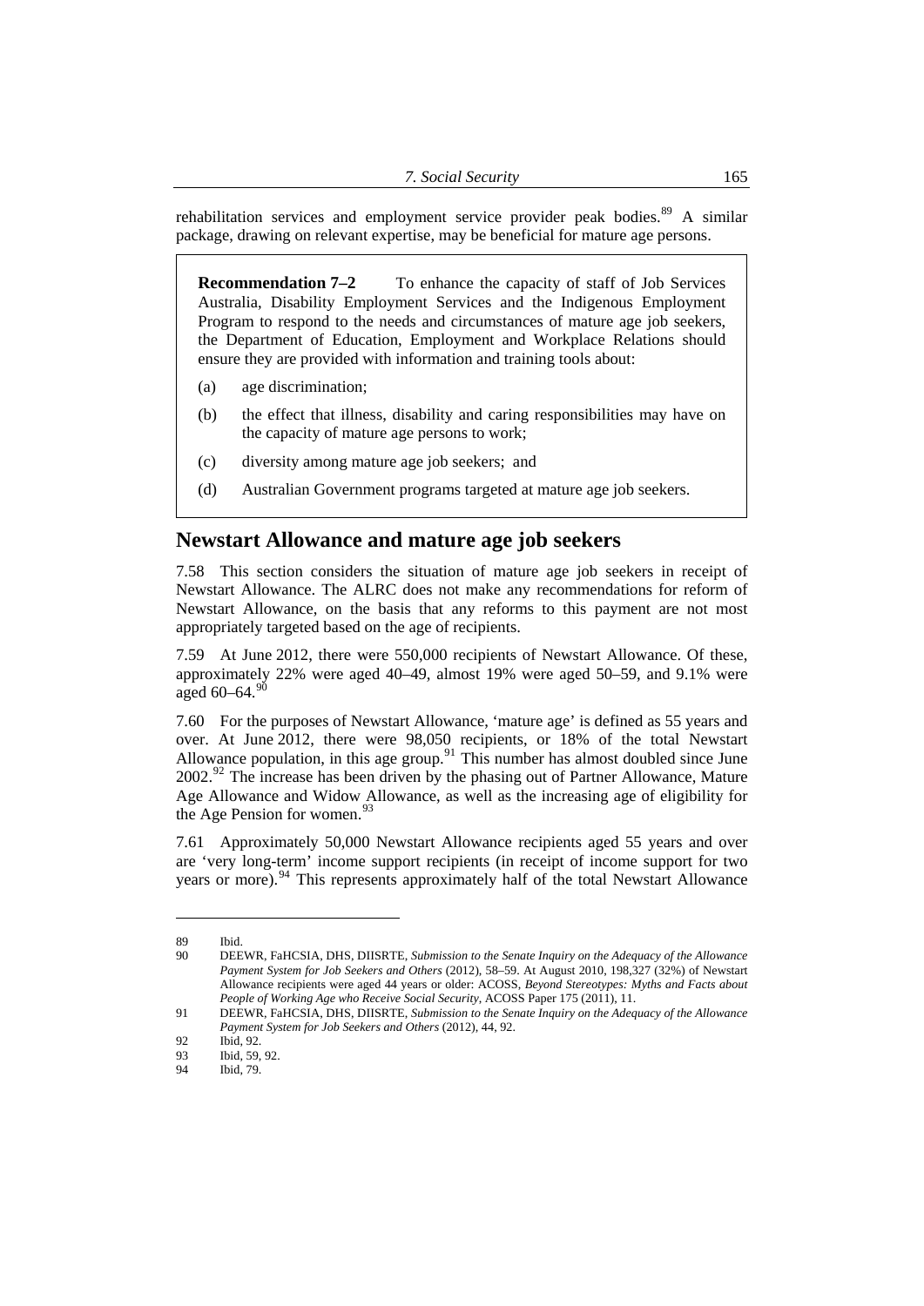rehabilitation services and employment service provider peak bodies.[89] A similar package, drawing on relevant expertise, may be beneficial for mature age persons.

> **Recommendation 7–2** To enhance the capacity of staff of Job Services Australia, Disability Employment Services and the Indigenous Employment Program to respond to the needs and circumstances of mature age job seekers, the Department of Education, Employment and Workplace Relations should ensure they are provided with information and training tools about:
>
> (a) age discrimination;
>
> (b) the effect that illness, disability and caring responsibilities may have on the capacity of mature age persons to work;
>
> (c) diversity among mature age job seekers; and
>
> (d) Australian Government programs targeted at mature age job seekers.

## Newstart Allowance and mature age job seekers

7.58 This section considers the situation of mature age job seekers in receipt of Newstart Allowance. The ALRC does not make any recommendations for reform of Newstart Allowance, on the basis that any reforms to this payment are not most appropriately targeted based on the age of recipients.

7.59 At June 2012, there were 550,000 recipients of Newstart Allowance. Of these, approximately 22% were aged 40–49, almost 19% were aged 50–59, and 9.1% were aged 60–64.[90]

7.60 For the purposes of Newstart Allowance, 'mature age' is defined as 55 years and over. At June 2012, there were 98,050 recipients, or 18% of the total Newstart Allowance population, in this age group.[91] This number has almost doubled since June 2002.[92] The increase has been driven by the phasing out of Partner Allowance, Mature Age Allowance and Widow Allowance, as well as the increasing age of eligibility for the Age Pension for women.[93]

7.61 Approximately 50,000 Newstart Allowance recipients aged 55 years and over are 'very long-term' income support recipients (in receipt of income support for two years or more).[94] This represents approximately half of the total Newstart Allowance

---

89 Ibid.

90 DEEWR, FaHCSIA, DHS, DIISRTE, *Submission to the Senate Inquiry on the Adequacy of the Allowance Payment System for Job Seekers and Others* (2012), 58–59. At August 2010, 198,327 (32%) of Newstart Allowance recipients were aged 44 years or older: ACOSS, *Beyond Stereotypes: Myths and Facts about People of Working Age who Receive Social Security*, ACOSS Paper 175 (2011), 11.

91 DEEWR, FaHCSIA, DHS, DIISRTE, *Submission to the Senate Inquiry on the Adequacy of the Allowance Payment System for Job Seekers and Others* (2012), 44, 92.

92 Ibid, 92.

93 Ibid, 59, 92.

94 Ibid, 79.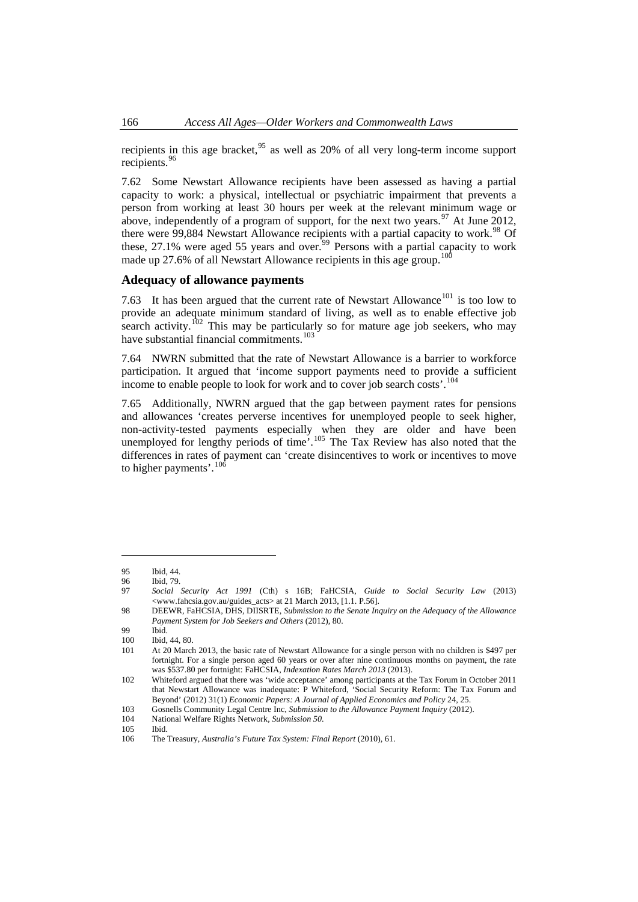recipients in this age bracket,[95] as well as 20% of all very long-term income support recipients.[96]

7.62 Some Newstart Allowance recipients have been assessed as having a partial capacity to work: a physical, intellectual or psychiatric impairment that prevents a person from working at least 30 hours per week at the relevant minimum wage or above, independently of a program of support, for the next two years.[97] At June 2012, there were 99,884 Newstart Allowance recipients with a partial capacity to work.[98] Of these, 27.1% were aged 55 years and over.[99] Persons with a partial capacity to work made up 27.6% of all Newstart Allowance recipients in this age group.[100]

### Adequacy of allowance payments

7.63 It has been argued that the current rate of Newstart Allowance[101] is too low to provide an adequate minimum standard of living, as well as to enable effective job search activity.[102] This may be particularly so for mature age job seekers, who may have substantial financial commitments.[103]

7.64 NWRN submitted that the rate of Newstart Allowance is a barrier to workforce participation. It argued that 'income support payments need to provide a sufficient income to enable people to look for work and to cover job search costs'.[104]

7.65 Additionally, NWRN argued that the gap between payment rates for pensions and allowances 'creates perverse incentives for unemployed people to seek higher, non-activity-tested payments especially when they are older and have been unemployed for lengthy periods of time'.[105] The Tax Review has also noted that the differences in rates of payment can 'create disincentives to work or incentives to move to higher payments'.[106]

---

95 Ibid, 44.

96 Ibid, 79.

97 *Social Security Act 1991* (Cth) s 16B; FaHCSIA, *Guide to Social Security Law* (2013) <www.fahcsia.gov.au/guides_acts> at 21 March 2013, [1.1. P.56].

98 DEEWR, FaHCSIA, DHS, DIISRTE, *Submission to the Senate Inquiry on the Adequacy of the Allowance Payment System for Job Seekers and Others* (2012), 80.

99 Ibid.

100 Ibid, 44, 80.

101 At 20 March 2013, the basic rate of Newstart Allowance for a single person with no children is $497 per fortnight. For a single person aged 60 years or over after nine continuous months on payment, the rate was $537.80 per fortnight: FaHCSIA, *Indexation Rates March 2013* (2013).

102 Whiteford argued that there was 'wide acceptance' among participants at the Tax Forum in October 2011 that Newstart Allowance was inadequate: P Whiteford, 'Social Security Reform: The Tax Forum and Beyond' (2012) 31(1) *Economic Papers: A Journal of Applied Economics and Policy* 24, 25.

103 Gosnells Community Legal Centre Inc, *Submission to the Allowance Payment Inquiry* (2012).

104 National Welfare Rights Network, *Submission 50*.

105 Ibid.

106 The Treasury, *Australia's Future Tax System: Final Report* (2010), 61.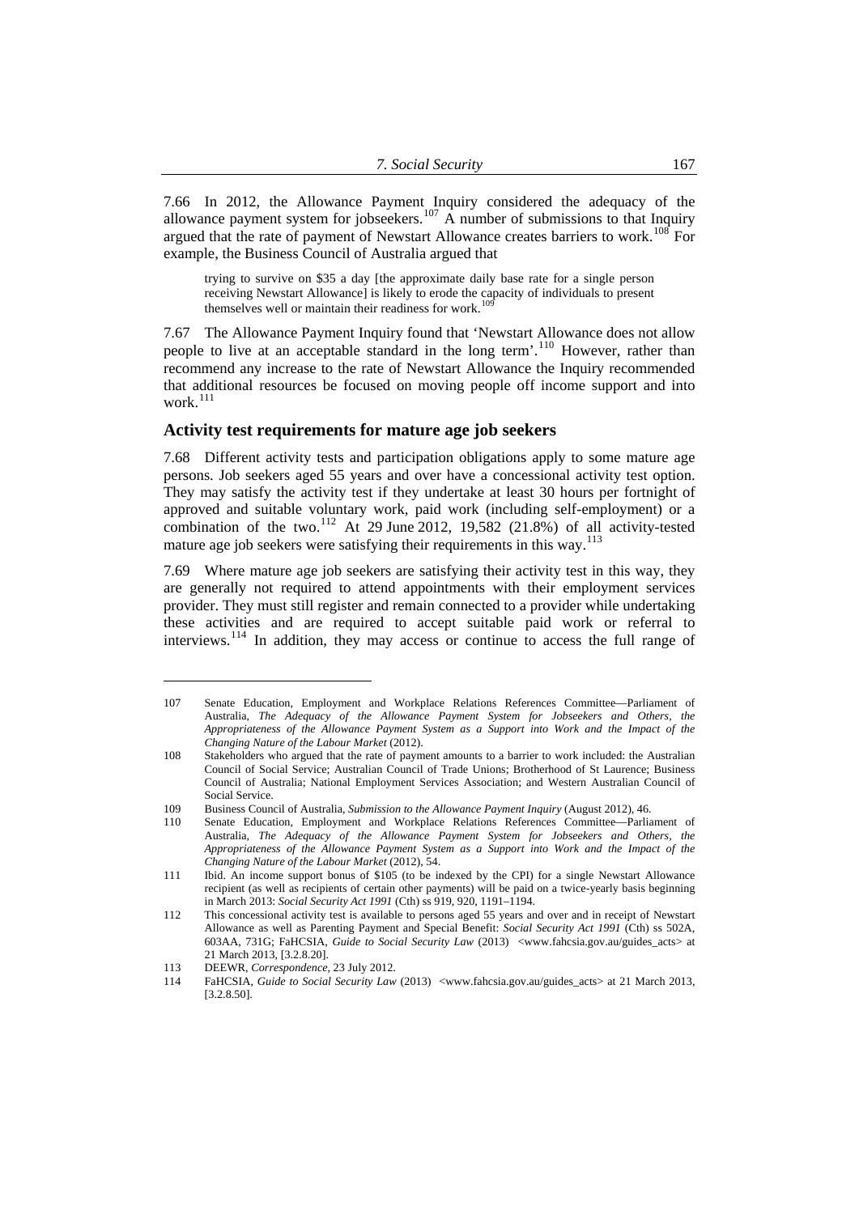7.66 In 2012, the Allowance Payment Inquiry considered the adequacy of the allowance payment system for jobseekers.[107] A number of submissions to that Inquiry argued that the rate of payment of Newstart Allowance creates barriers to work.[108] For example, the Business Council of Australia argued that

> trying to survive on $35 a day [the approximate daily base rate for a single person receiving Newstart Allowance] is likely to erode the capacity of individuals to present themselves well or maintain their readiness for work.[109]

7.67 The Allowance Payment Inquiry found that 'Newstart Allowance does not allow people to live at an acceptable standard in the long term'.[110] However, rather than recommend any increase to the rate of Newstart Allowance the Inquiry recommended that additional resources be focused on moving people off income support and into work.[111]

### Activity test requirements for mature age job seekers

7.68 Different activity tests and participation obligations apply to some mature age persons. Job seekers aged 55 years and over have a concessional activity test option. They may satisfy the activity test if they undertake at least 30 hours per fortnight of approved and suitable voluntary work, paid work (including self-employment) or a combination of the two.[112] At 29 June 2012, 19,582 (21.8%) of all activity-tested mature age job seekers were satisfying their requirements in this way.[113]

7.69 Where mature age job seekers are satisfying their activity test in this way, they are generally not required to attend appointments with their employment services provider. They must still register and remain connected to a provider while undertaking these activities and are required to accept suitable paid work or referral to interviews.[114] In addition, they may access or continue to access the full range of

---

107 Senate Education, Employment and Workplace Relations References Committee—Parliament of Australia, *The Adequacy of the Allowance Payment System for Jobseekers and Others, the Appropriateness of the Allowance Payment System as a Support into Work and the Impact of the Changing Nature of the Labour Market* (2012).

108 Stakeholders who argued that the rate of payment amounts to a barrier to work included: the Australian Council of Social Service; Australian Council of Trade Unions; Brotherhood of St Laurence; Business Council of Australia; National Employment Services Association; and Western Australian Council of Social Service.

109 Business Council of Australia, *Submission to the Allowance Payment Inquiry* (August 2012), 46.

110 Senate Education, Employment and Workplace Relations References Committee—Parliament of Australia, *The Adequacy of the Allowance Payment System for Jobseekers and Others, the Appropriateness of the Allowance Payment System as a Support into Work and the Impact of the Changing Nature of the Labour Market* (2012), 54.

111 Ibid. An income support bonus of $105 (to be indexed by the CPI) for a single Newstart Allowance recipient (as well as recipients of certain other payments) will be paid on a twice-yearly basis beginning in March 2013: *Social Security Act 1991* (Cth) ss 919, 920, 1191–1194.

112 This concessional activity test is available to persons aged 55 years and over and in receipt of Newstart Allowance as well as Parenting Payment and Special Benefit: *Social Security Act 1991* (Cth) ss 502A, 603AA, 731G; FaHCSIA, *Guide to Social Security Law* (2013) <www.fahcsia.gov.au/guides_acts> at 21 March 2013, [3.2.8.20].

113 DEEWR, *Correspondence*, 23 July 2012.

114 FaHCSIA, *Guide to Social Security Law* (2013) <www.fahcsia.gov.au/guides_acts> at 21 March 2013, [3.2.8.50].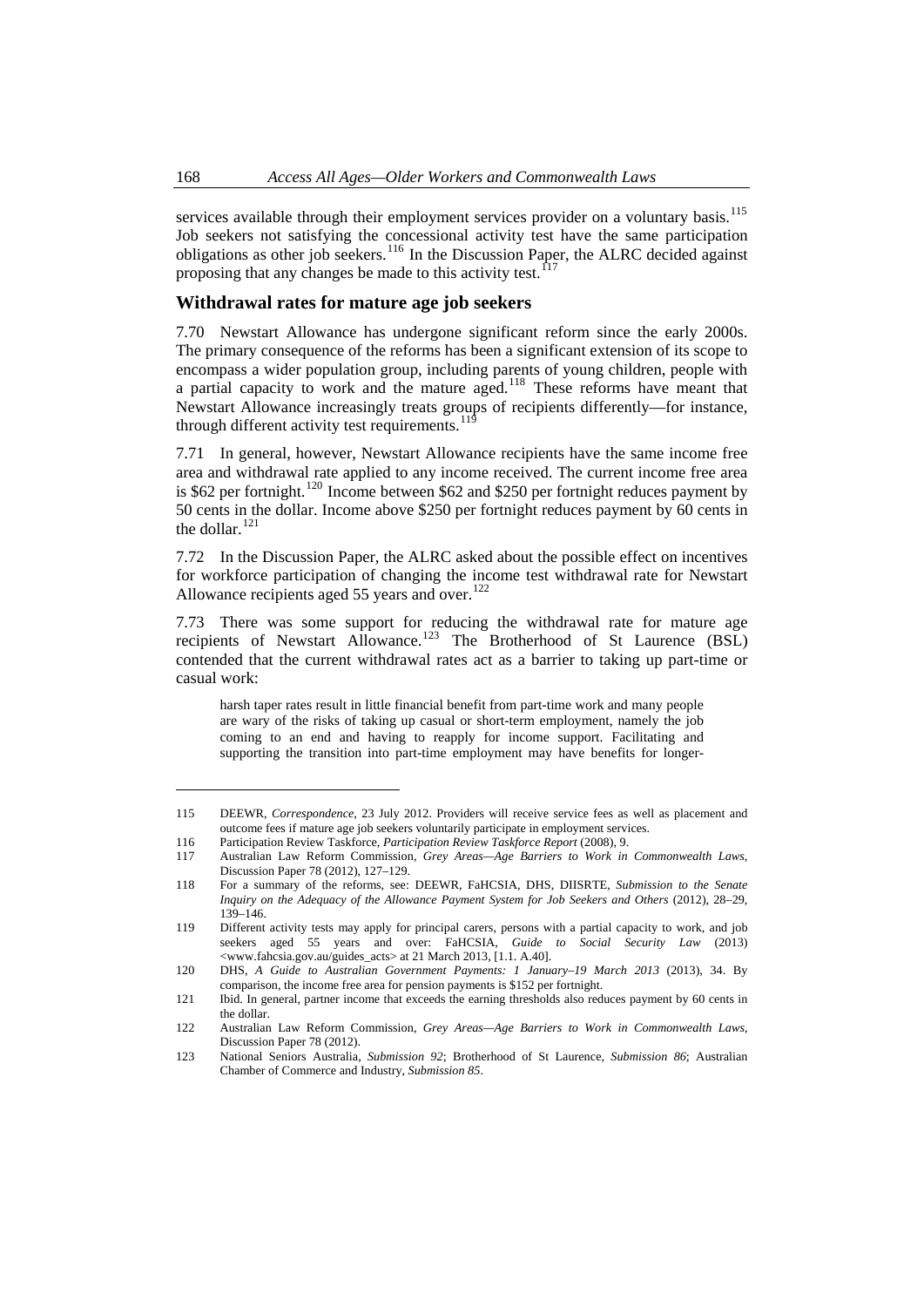services available through their employment services provider on a voluntary basis.[115] Job seekers not satisfying the concessional activity test have the same participation obligations as other job seekers.[116] In the Discussion Paper, the ALRC decided against proposing that any changes be made to this activity test.[117]

## Withdrawal rates for mature age job seekers

7.70 Newstart Allowance has undergone significant reform since the early 2000s. The primary consequence of the reforms has been a significant extension of its scope to encompass a wider population group, including parents of young children, people with a partial capacity to work and the mature aged.[118] These reforms have meant that Newstart Allowance increasingly treats groups of recipients differently—for instance, through different activity test requirements.[119]

7.71 In general, however, Newstart Allowance recipients have the same income free area and withdrawal rate applied to any income received. The current income free area is $62 per fortnight.[120] Income between $62 and $250 per fortnight reduces payment by 50 cents in the dollar. Income above $250 per fortnight reduces payment by 60 cents in the dollar.[121]

7.72 In the Discussion Paper, the ALRC asked about the possible effect on incentives for workforce participation of changing the income test withdrawal rate for Newstart Allowance recipients aged 55 years and over.[122]

7.73 There was some support for reducing the withdrawal rate for mature age recipients of Newstart Allowance.[123] The Brotherhood of St Laurence (BSL) contended that the current withdrawal rates act as a barrier to taking up part-time or casual work:

> harsh taper rates result in little financial benefit from part-time work and many people are wary of the risks of taking up casual or short-term employment, namely the job coming to an end and having to reapply for income support. Facilitating and supporting the transition into part-time employment may have benefits for longer-

---

115 DEEWR, *Correspondence*, 23 July 2012. Providers will receive service fees as well as placement and outcome fees if mature age job seekers voluntarily participate in employment services.

116 Participation Review Taskforce, *Participation Review Taskforce Report* (2008), 9.

117 Australian Law Reform Commission, *Grey Areas—Age Barriers to Work in Commonwealth Laws*, Discussion Paper 78 (2012), 127–129.

118 For a summary of the reforms, see: DEEWR, FaHCSIA, DHS, DIISRTE, *Submission to the Senate Inquiry on the Adequacy of the Allowance Payment System for Job Seekers and Others* (2012), 28–29, 139–146.

119 Different activity tests may apply for principal carers, persons with a partial capacity to work, and job seekers aged 55 years and over: FaHCSIA, *Guide to Social Security Law* (2013) <www.fahcsia.gov.au/guides_acts> at 21 March 2013, [1.1. A.40].

120 DHS, *A Guide to Australian Government Payments: 1 January–19 March 2013* (2013), 34. By comparison, the income free area for pension payments is $152 per fortnight.

121 Ibid. In general, partner income that exceeds the earning thresholds also reduces payment by 60 cents in the dollar.

122 Australian Law Reform Commission, *Grey Areas—Age Barriers to Work in Commonwealth Laws*, Discussion Paper 78 (2012).

123 National Seniors Australia, *Submission 92*; Brotherhood of St Laurence, *Submission 86*; Australian Chamber of Commerce and Industry, *Submission 85*.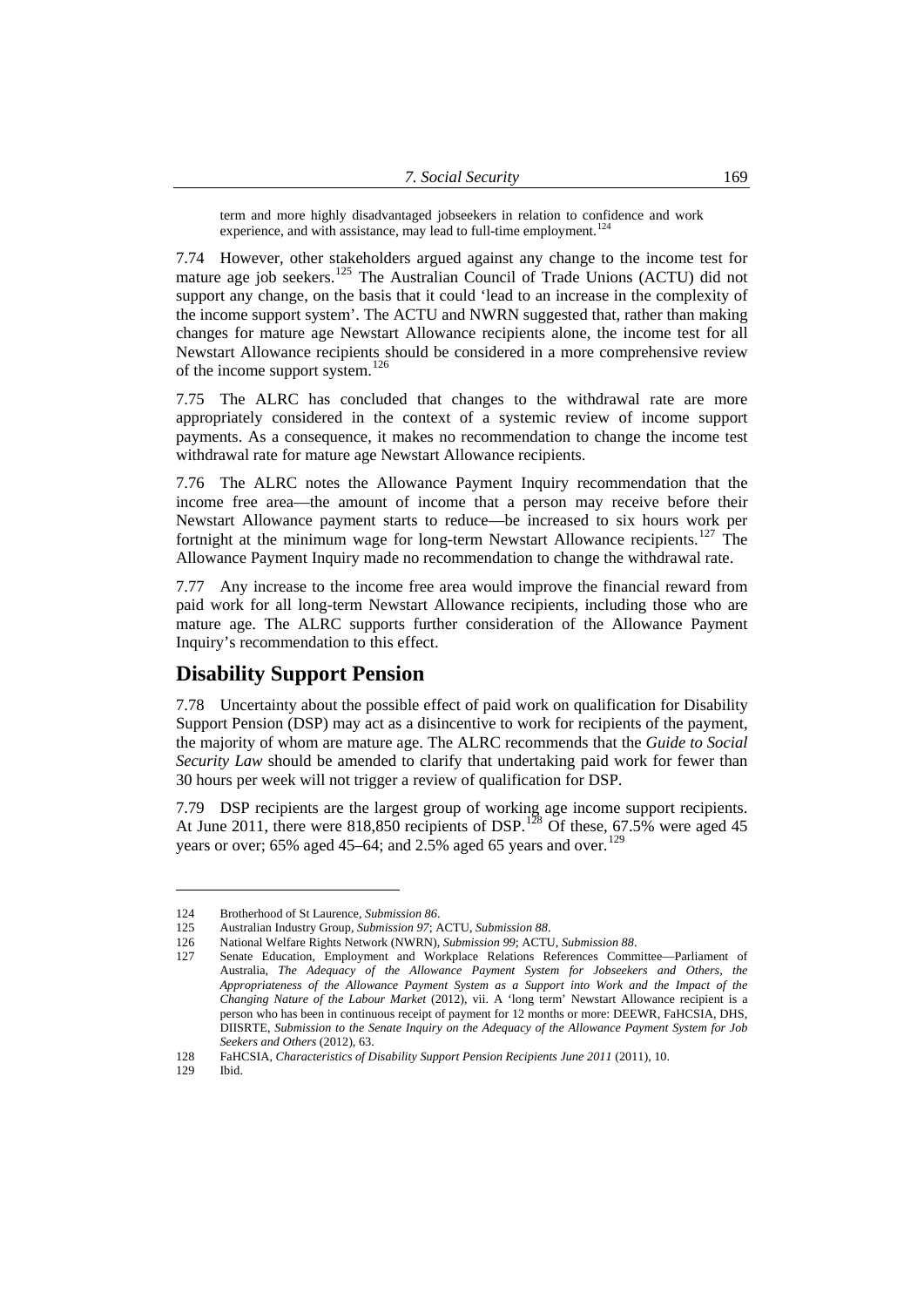term and more highly disadvantaged jobseekers in relation to confidence and work experience, and with assistance, may lead to full-time employment.[124]

7.74 However, other stakeholders argued against any change to the income test for mature age job seekers.[125] The Australian Council of Trade Unions (ACTU) did not support any change, on the basis that it could 'lead to an increase in the complexity of the income support system'. The ACTU and NWRN suggested that, rather than making changes for mature age Newstart Allowance recipients alone, the income test for all Newstart Allowance recipients should be considered in a more comprehensive review of the income support system.[126]

7.75 The ALRC has concluded that changes to the withdrawal rate are more appropriately considered in the context of a systemic review of income support payments. As a consequence, it makes no recommendation to change the income test withdrawal rate for mature age Newstart Allowance recipients.

7.76 The ALRC notes the Allowance Payment Inquiry recommendation that the income free area—the amount of income that a person may receive before their Newstart Allowance payment starts to reduce—be increased to six hours work per fortnight at the minimum wage for long-term Newstart Allowance recipients.[127] The Allowance Payment Inquiry made no recommendation to change the withdrawal rate.

7.77 Any increase to the income free area would improve the financial reward from paid work for all long-term Newstart Allowance recipients, including those who are mature age. The ALRC supports further consideration of the Allowance Payment Inquiry's recommendation to this effect.

## Disability Support Pension

7.78 Uncertainty about the possible effect of paid work on qualification for Disability Support Pension (DSP) may act as a disincentive to work for recipients of the payment, the majority of whom are mature age. The ALRC recommends that the *Guide to Social Security Law* should be amended to clarify that undertaking paid work for fewer than 30 hours per week will not trigger a review of qualification for DSP.

7.79 DSP recipients are the largest group of working age income support recipients. At June 2011, there were 818,850 recipients of DSP.[128] Of these, 67.5% were aged 45 years or over; 65% aged 45–64; and 2.5% aged 65 years and over.[129]

---

124 Brotherhood of St Laurence, *Submission 86*.

125 Australian Industry Group, *Submission 97*; ACTU, *Submission 88*.

126 National Welfare Rights Network (NWRN), *Submission 99*; ACTU, *Submission 88*.

127 Senate Education, Employment and Workplace Relations References Committee—Parliament of Australia, *The Adequacy of the Allowance Payment System for Jobseekers and Others, the Appropriateness of the Allowance Payment System as a Support into Work and the Impact of the Changing Nature of the Labour Market* (2012), vii. A 'long term' Newstart Allowance recipient is a person who has been in continuous receipt of payment for 12 months or more: DEEWR, FaHCSIA, DHS, DIISRTE, *Submission to the Senate Inquiry on the Adequacy of the Allowance Payment System for Job Seekers and Others* (2012), 63.

128 FaHCSIA, *Characteristics of Disability Support Pension Recipients June 2011* (2011), 10.

129 Ibid.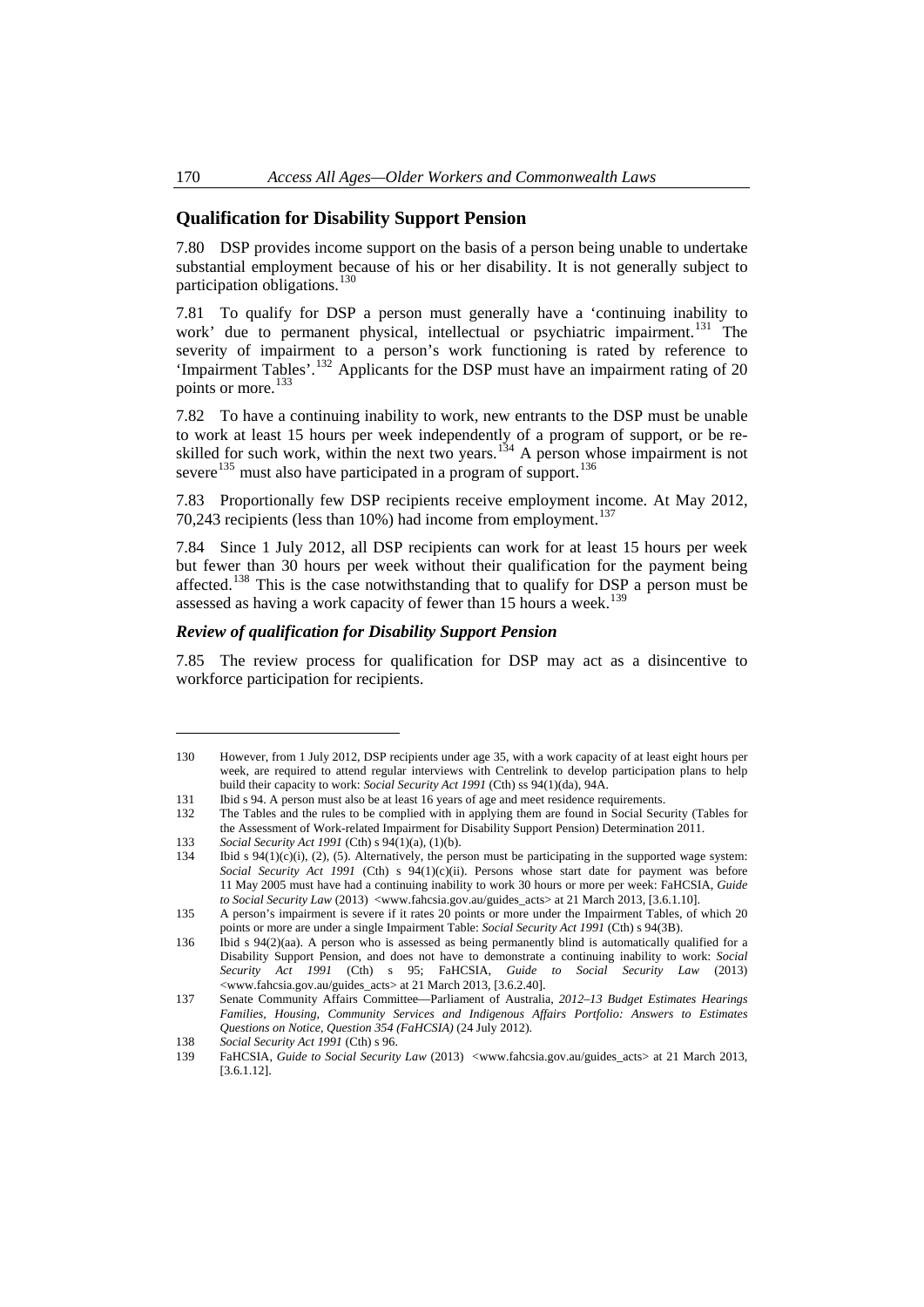## Qualification for Disability Support Pension

7.80 DSP provides income support on the basis of a person being unable to undertake substantial employment because of his or her disability. It is not generally subject to participation obligations.[130]

7.81 To qualify for DSP a person must generally have a 'continuing inability to work' due to permanent physical, intellectual or psychiatric impairment.[131] The severity of impairment to a person's work functioning is rated by reference to 'Impairment Tables'.[132] Applicants for the DSP must have an impairment rating of 20 points or more.[133]

7.82 To have a continuing inability to work, new entrants to the DSP must be unable to work at least 15 hours per week independently of a program of support, or be re-skilled for such work, within the next two years.[134] A person whose impairment is not severe[135] must also have participated in a program of support.[136]

7.83 Proportionally few DSP recipients receive employment income. At May 2012, 70,243 recipients (less than 10%) had income from employment.[137]

7.84 Since 1 July 2012, all DSP recipients can work for at least 15 hours per week but fewer than 30 hours per week without their qualification for the payment being affected.[138] This is the case notwithstanding that to qualify for DSP a person must be assessed as having a work capacity of fewer than 15 hours a week.[139]

### *Review of qualification for Disability Support Pension*

7.85 The review process for qualification for DSP may act as a disincentive to workforce participation for recipients.

---

130 However, from 1 July 2012, DSP recipients under age 35, with a work capacity of at least eight hours per week, are required to attend regular interviews with Centrelink to develop participation plans to help build their capacity to work: *Social Security Act 1991* (Cth) ss 94(1)(da), 94A.

131 Ibid s 94. A person must also be at least 16 years of age and meet residence requirements.

132 The Tables and the rules to be complied with in applying them are found in Social Security (Tables for the Assessment of Work-related Impairment for Disability Support Pension) Determination 2011.

133 *Social Security Act 1991* (Cth) s 94(1)(a), (1)(b).

134 Ibid s 94(1)(c)(i), (2), (5). Alternatively, the person must be participating in the supported wage system: *Social Security Act 1991* (Cth) s 94(1)(c)(ii). Persons whose start date for payment was before 11 May 2005 must have had a continuing inability to work 30 hours or more per week: FaHCSIA, *Guide to Social Security Law* (2013) <www.fahcsia.gov.au/guides_acts> at 21 March 2013, [3.6.1.10].

135 A person's impairment is severe if it rates 20 points or more under the Impairment Tables, of which 20 points or more are under a single Impairment Table: *Social Security Act 1991* (Cth) s 94(3B).

136 Ibid s 94(2)(aa). A person who is assessed as being permanently blind is automatically qualified for a Disability Support Pension, and does not have to demonstrate a continuing inability to work: *Social Security Act 1991* (Cth) s 95; FaHCSIA, *Guide to Social Security Law* (2013) <www.fahcsia.gov.au/guides_acts> at 21 March 2013, [3.6.2.40].

137 Senate Community Affairs Committee—Parliament of Australia, *2012–13 Budget Estimates Hearings Families, Housing, Community Services and Indigenous Affairs Portfolio: Answers to Estimates Questions on Notice, Question 354 (FaHCSIA)* (24 July 2012).

138 *Social Security Act 1991* (Cth) s 96.

139 FaHCSIA, *Guide to Social Security Law* (2013) <www.fahcsia.gov.au/guides_acts> at 21 March 2013, [3.6.1.12].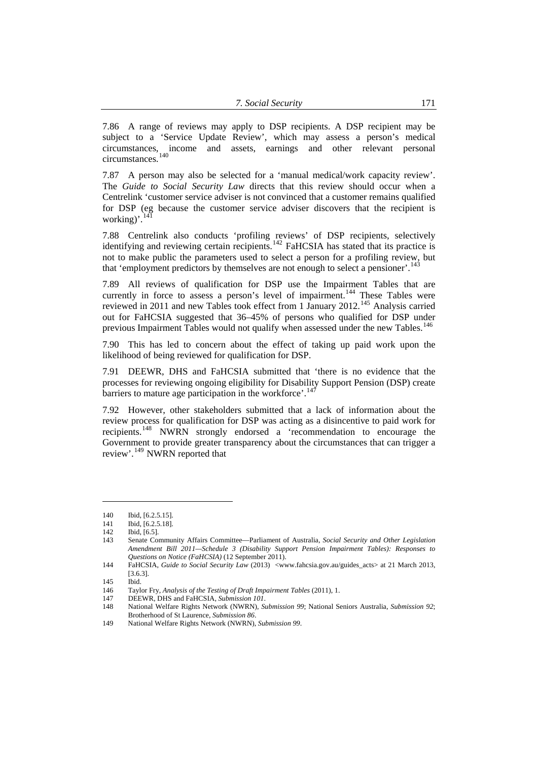7.86 A range of reviews may apply to DSP recipients. A DSP recipient may be subject to a 'Service Update Review', which may assess a person's medical circumstances, income and assets, earnings and other relevant personal circumstances.[140]

7.87 A person may also be selected for a 'manual medical/work capacity review'. The *Guide to Social Security Law* directs that this review should occur when a Centrelink 'customer service adviser is not convinced that a customer remains qualified for DSP (eg because the customer service adviser discovers that the recipient is working)'.[141]

7.88 Centrelink also conducts 'profiling reviews' of DSP recipients, selectively identifying and reviewing certain recipients.[142] FaHCSIA has stated that its practice is not to make public the parameters used to select a person for a profiling review, but that 'employment predictors by themselves are not enough to select a pensioner'.[143]

7.89 All reviews of qualification for DSP use the Impairment Tables that are currently in force to assess a person's level of impairment.[144] These Tables were reviewed in 2011 and new Tables took effect from 1 January 2012.[145] Analysis carried out for FaHCSIA suggested that 36–45% of persons who qualified for DSP under previous Impairment Tables would not qualify when assessed under the new Tables.[146]

7.90 This has led to concern about the effect of taking up paid work upon the likelihood of being reviewed for qualification for DSP.

7.91 DEEWR, DHS and FaHCSIA submitted that 'there is no evidence that the processes for reviewing ongoing eligibility for Disability Support Pension (DSP) create barriers to mature age participation in the workforce'.[147]

7.92 However, other stakeholders submitted that a lack of information about the review process for qualification for DSP was acting as a disincentive to paid work for recipients.[148] NWRN strongly endorsed a 'recommendation to encourage the Government to provide greater transparency about the circumstances that can trigger a review'.[149] NWRN reported that

---

140 Ibid, [6.2.5.15].

141 Ibid, [6.2.5.18].

142 Ibid, [6.5].

143 Senate Community Affairs Committee—Parliament of Australia, *Social Security and Other Legislation Amendment Bill 2011—Schedule 3 (Disability Support Pension Impairment Tables): Responses to Questions on Notice (FaHCSIA)* (12 September 2011).

144 FaHCSIA, *Guide to Social Security Law* (2013) <www.fahcsia.gov.au/guides_acts> at 21 March 2013, [3.6.3].

145 Ibid.

146 Taylor Fry, *Analysis of the Testing of Draft Impairment Tables* (2011), 1.

147 DEEWR, DHS and FaHCSIA, *Submission 101*.

148 National Welfare Rights Network (NWRN), *Submission 99*; National Seniors Australia, *Submission 92*; Brotherhood of St Laurence, *Submission 86*.

149 National Welfare Rights Network (NWRN), *Submission 99*.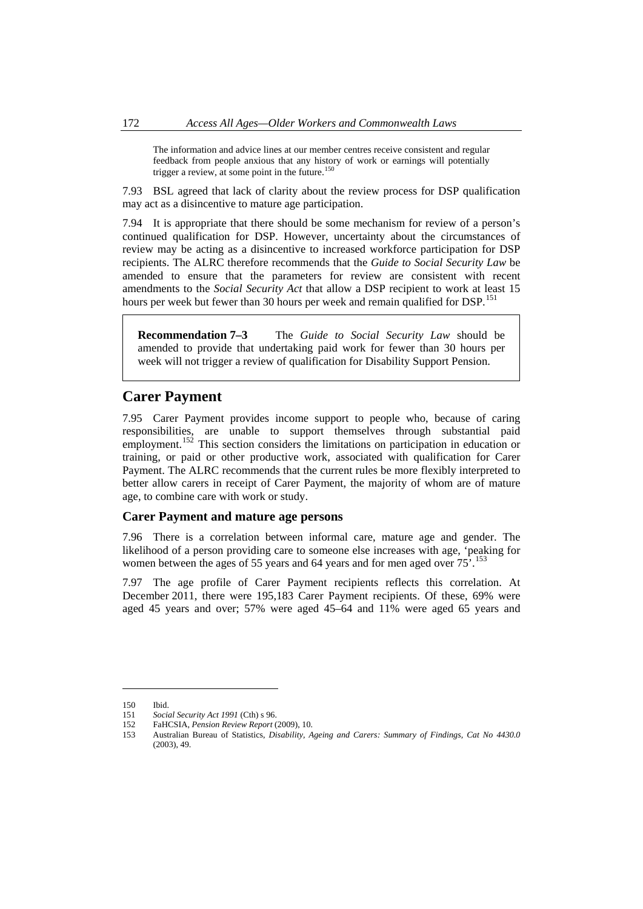> The information and advice lines at our member centres receive consistent and regular feedback from people anxious that any history of work or earnings will potentially trigger a review, at some point in the future.[150]

7.93 BSL agreed that lack of clarity about the review process for DSP qualification may act as a disincentive to mature age participation.

7.94 It is appropriate that there should be some mechanism for review of a person's continued qualification for DSP. However, uncertainty about the circumstances of review may be acting as a disincentive to increased workforce participation for DSP recipients. The ALRC therefore recommends that the *Guide to Social Security Law* be amended to ensure that the parameters for review are consistent with recent amendments to the *Social Security Act* that allow a DSP recipient to work at least 15 hours per week but fewer than 30 hours per week and remain qualified for DSP.[151]

> **Recommendation 7–3** The *Guide to Social Security Law* should be amended to provide that undertaking paid work for fewer than 30 hours per week will not trigger a review of qualification for Disability Support Pension.

## Carer Payment

7.95 Carer Payment provides income support to people who, because of caring responsibilities, are unable to support themselves through substantial paid employment.[152] This section considers the limitations on participation in education or training, or paid or other productive work, associated with qualification for Carer Payment. The ALRC recommends that the current rules be more flexibly interpreted to better allow carers in receipt of Carer Payment, the majority of whom are of mature age, to combine care with work or study.

### Carer Payment and mature age persons

7.96 There is a correlation between informal care, mature age and gender. The likelihood of a person providing care to someone else increases with age, 'peaking for women between the ages of 55 years and 64 years and for men aged over 75'.[153]

7.97 The age profile of Carer Payment recipients reflects this correlation. At December 2011, there were 195,183 Carer Payment recipients. Of these, 69% were aged 45 years and over; 57% were aged 45–64 and 11% were aged 65 years and

---

150 Ibid.

151 *Social Security Act 1991* (Cth) s 96.

152 FaHCSIA, *Pension Review Report* (2009), 10.

153 Australian Bureau of Statistics, *Disability, Ageing and Carers: Summary of Findings, Cat No 4430.0* (2003), 49.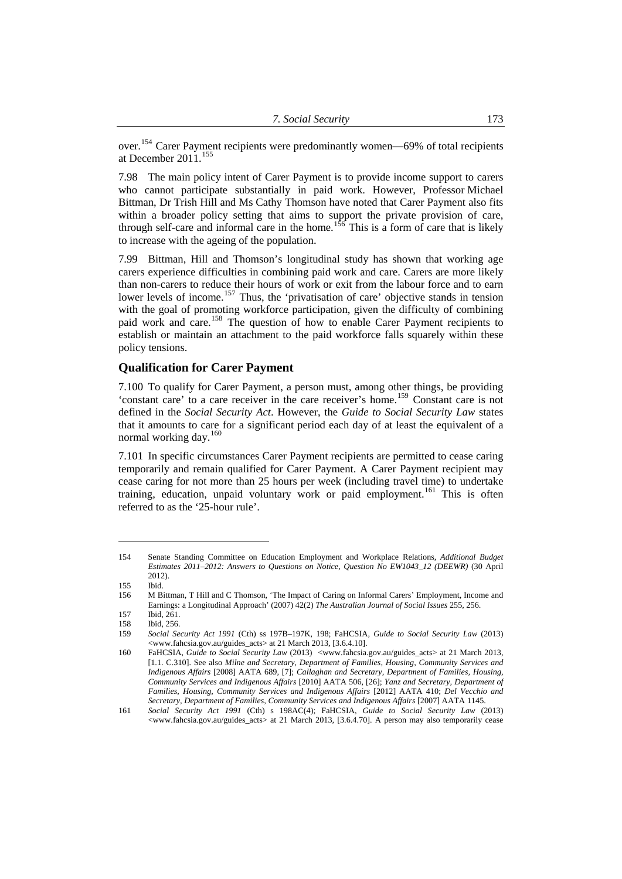over.[154] Carer Payment recipients were predominantly women—69% of total recipients at December 2011.[155]

7.98 The main policy intent of Carer Payment is to provide income support to carers who cannot participate substantially in paid work. However, Professor Michael Bittman, Dr Trish Hill and Ms Cathy Thomson have noted that Carer Payment also fits within a broader policy setting that aims to support the private provision of care, through self-care and informal care in the home.[156] This is a form of care that is likely to increase with the ageing of the population.

7.99 Bittman, Hill and Thomson's longitudinal study has shown that working age carers experience difficulties in combining paid work and care. Carers are more likely than non-carers to reduce their hours of work or exit from the labour force and to earn lower levels of income.[157] Thus, the 'privatisation of care' objective stands in tension with the goal of promoting workforce participation, given the difficulty of combining paid work and care.[158] The question of how to enable Carer Payment recipients to establish or maintain an attachment to the paid workforce falls squarely within these policy tensions.

## Qualification for Carer Payment

7.100 To qualify for Carer Payment, a person must, among other things, be providing 'constant care' to a care receiver in the care receiver's home.[159] Constant care is not defined in the *Social Security Act*. However, the *Guide to Social Security Law* states that it amounts to care for a significant period each day of at least the equivalent of a normal working day.[160]

7.101 In specific circumstances Carer Payment recipients are permitted to cease caring temporarily and remain qualified for Carer Payment. A Carer Payment recipient may cease caring for not more than 25 hours per week (including travel time) to undertake training, education, unpaid voluntary work or paid employment.[161] This is often referred to as the '25-hour rule'.

---

154 Senate Standing Committee on Education Employment and Workplace Relations, *Additional Budget Estimates 2011–2012: Answers to Questions on Notice, Question No EW1043_12 (DEEWR)* (30 April 2012).

155 Ibid.

156 M Bittman, T Hill and C Thomson, 'The Impact of Caring on Informal Carers' Employment, Income and Earnings: a Longitudinal Approach' (2007) 42(2) *The Australian Journal of Social Issues* 255, 256.

157 Ibid, 261.

158 Ibid, 256.

159 *Social Security Act 1991* (Cth) ss 197B–197K, 198; FaHCSIA, *Guide to Social Security Law* (2013) <www.fahcsia.gov.au/guides_acts> at 21 March 2013, [3.6.4.10].

160 FaHCSIA, *Guide to Social Security Law* (2013) <www.fahcsia.gov.au/guides_acts> at 21 March 2013, [1.1. C.310]. See also *Milne and Secretary, Department of Families, Housing, Community Services and Indigenous Affairs* [2008] AATA 689, [7]; *Callaghan and Secretary, Department of Families, Housing, Community Services and Indigenous Affairs* [2010] AATA 506, [26]; *Yanz and Secretary, Department of Families, Housing, Community Services and Indigenous Affairs* [2012] AATA 410; *Del Vecchio and Secretary, Department of Families, Community Services and Indigenous Affairs* [2007] AATA 1145.

161 *Social Security Act 1991* (Cth) s 198AC(4); FaHCSIA, *Guide to Social Security Law* (2013) <www.fahcsia.gov.au/guides_acts> at 21 March 2013, [3.6.4.70]. A person may also temporarily cease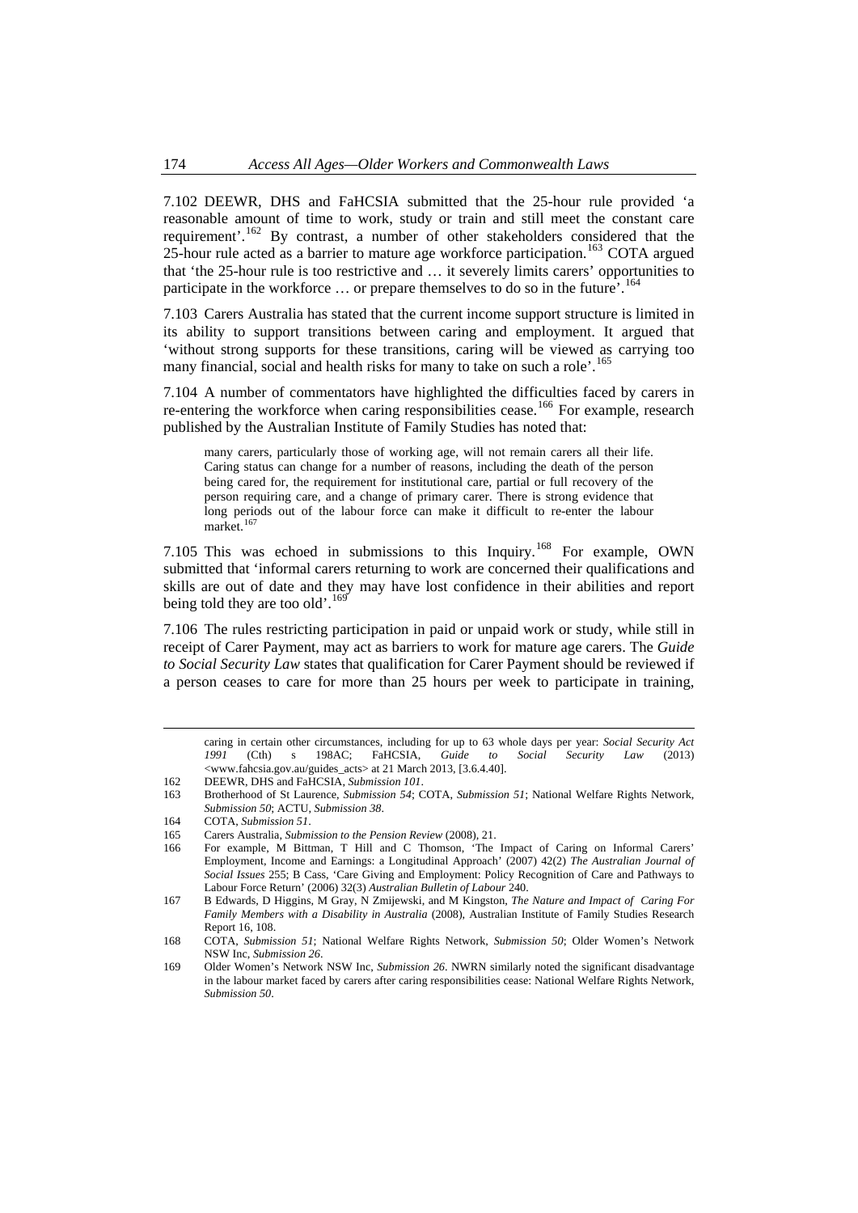7.102 DEEWR, DHS and FaHCSIA submitted that the 25-hour rule provided 'a reasonable amount of time to work, study or train and still meet the constant care requirement'.[162] By contrast, a number of other stakeholders considered that the 25-hour rule acted as a barrier to mature age workforce participation.[163] COTA argued that 'the 25-hour rule is too restrictive and … it severely limits carers' opportunities to participate in the workforce … or prepare themselves to do so in the future'.[164]

7.103 Carers Australia has stated that the current income support structure is limited in its ability to support transitions between caring and employment. It argued that 'without strong supports for these transitions, caring will be viewed as carrying too many financial, social and health risks for many to take on such a role'.[165]

7.104 A number of commentators have highlighted the difficulties faced by carers in re-entering the workforce when caring responsibilities cease.[166] For example, research published by the Australian Institute of Family Studies has noted that:

> many carers, particularly those of working age, will not remain carers all their life. Caring status can change for a number of reasons, including the death of the person being cared for, the requirement for institutional care, partial or full recovery of the person requiring care, and a change of primary carer. There is strong evidence that long periods out of the labour force can make it difficult to re-enter the labour market.[167]

7.105 This was echoed in submissions to this Inquiry.[168] For example, OWN submitted that 'informal carers returning to work are concerned their qualifications and skills are out of date and they may have lost confidence in their abilities and report being told they are too old'.[169]

7.106 The rules restricting participation in paid or unpaid work or study, while still in receipt of Carer Payment, may act as barriers to work for mature age carers. The *Guide to Social Security Law* states that qualification for Carer Payment should be reviewed if a person ceases to care for more than 25 hours per week to participate in training,

---

caring in certain other circumstances, including for up to 63 whole days per year: *Social Security Act 1991* (Cth) s 198AC; FaHCSIA, *Guide to Social Security Law* (2013) <www.fahcsia.gov.au/guides_acts> at 21 March 2013, [3.6.4.40].

162 DEEWR, DHS and FaHCSIA, *Submission 101*.

163 Brotherhood of St Laurence, *Submission 54*; COTA, *Submission 51*; National Welfare Rights Network, *Submission 50*; ACTU, *Submission 38*.

164 COTA, *Submission 51*.

165 Carers Australia, *Submission to the Pension Review* (2008), 21.

166 For example, M Bittman, T Hill and C Thomson, 'The Impact of Caring on Informal Carers' Employment, Income and Earnings: a Longitudinal Approach' (2007) 42(2) *The Australian Journal of Social Issues* 255; B Cass, 'Care Giving and Employment: Policy Recognition of Care and Pathways to Labour Force Return' (2006) 32(3) *Australian Bulletin of Labour* 240.

167 B Edwards, D Higgins, M Gray, N Zmijewski, and M Kingston, *The Nature and Impact of Caring For Family Members with a Disability in Australia* (2008), Australian Institute of Family Studies Research Report 16, 108.

168 COTA, *Submission 51*; National Welfare Rights Network, *Submission 50*; Older Women's Network NSW Inc, *Submission 26*.

169 Older Women's Network NSW Inc, *Submission 26*. NWRN similarly noted the significant disadvantage in the labour market faced by carers after caring responsibilities cease: National Welfare Rights Network, *Submission 50*.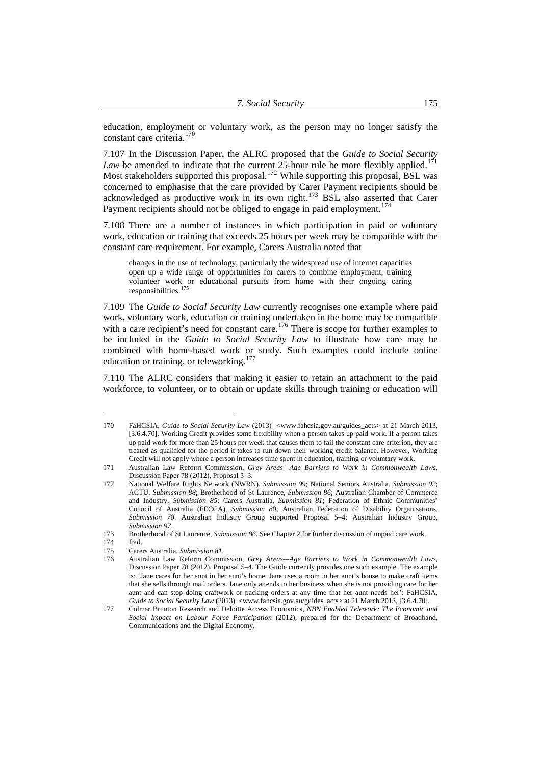education, employment or voluntary work, as the person may no longer satisfy the constant care criteria.[170]

7.107 In the Discussion Paper, the ALRC proposed that the *Guide to Social Security Law* be amended to indicate that the current 25-hour rule be more flexibly applied.[171] Most stakeholders supported this proposal.[172] While supporting this proposal, BSL was concerned to emphasise that the care provided by Carer Payment recipients should be acknowledged as productive work in its own right.[173] BSL also asserted that Carer Payment recipients should not be obliged to engage in paid employment.[174]

7.108 There are a number of instances in which participation in paid or voluntary work, education or training that exceeds 25 hours per week may be compatible with the constant care requirement. For example, Carers Australia noted that

> changes in the use of technology, particularly the widespread use of internet capacities open up a wide range of opportunities for carers to combine employment, training volunteer work or educational pursuits from home with their ongoing caring responsibilities.[175]

7.109 The *Guide to Social Security Law* currently recognises one example where paid work, voluntary work, education or training undertaken in the home may be compatible with a care recipient's need for constant care.[176] There is scope for further examples to be included in the *Guide to Social Security Law* to illustrate how care may be combined with home-based work or study. Such examples could include online education or training, or teleworking.[177]

7.110 The ALRC considers that making it easier to retain an attachment to the paid workforce, to volunteer, or to obtain or update skills through training or education will

---

170 FaHCSIA, *Guide to Social Security Law* (2013) <www.fahcsia.gov.au/guides_acts> at 21 March 2013, [3.6.4.70]. Working Credit provides some flexibility when a person takes up paid work. If a person takes up paid work for more than 25 hours per week that causes them to fail the constant care criterion, they are treated as qualified for the period it takes to run down their working credit balance. However, Working Credit will not apply where a person increases time spent in education, training or voluntary work.

171 Australian Law Reform Commission, *Grey Areas—Age Barriers to Work in Commonwealth Laws*, Discussion Paper 78 (2012), Proposal 5–3.

172 National Welfare Rights Network (NWRN), *Submission 99*; National Seniors Australia, *Submission 92*; ACTU, *Submission 88*; Brotherhood of St Laurence, *Submission 86*; Australian Chamber of Commerce and Industry, *Submission 85*; Carers Australia, *Submission 81*; Federation of Ethnic Communities' Council of Australia (FECCA), *Submission 80*; Australian Federation of Disability Organisations, *Submission 78*. Australian Industry Group supported Proposal 5–4: Australian Industry Group, *Submission 97*.

173 Brotherhood of St Laurence, *Submission 86*. See Chapter 2 for further discussion of unpaid care work.

174 Ibid.

175 Carers Australia, *Submission 81*.

176 Australian Law Reform Commission, *Grey Areas—Age Barriers to Work in Commonwealth Laws*, Discussion Paper 78 (2012), Proposal 5–4. The Guide currently provides one such example. The example is: 'Jane cares for her aunt in her aunt's home. Jane uses a room in her aunt's house to make craft items that she sells through mail orders. Jane only attends to her business when she is not providing care for her aunt and can stop doing craftwork or packing orders at any time that her aunt needs her': FaHCSIA, *Guide to Social Security Law* (2013) <www.fahcsia.gov.au/guides_acts> at 21 March 2013, [3.6.4.70].

177 Colmar Brunton Research and Deloitte Access Economics, *NBN Enabled Telework: The Economic and Social Impact on Labour Force Participation* (2012), prepared for the Department of Broadband, Communications and the Digital Economy.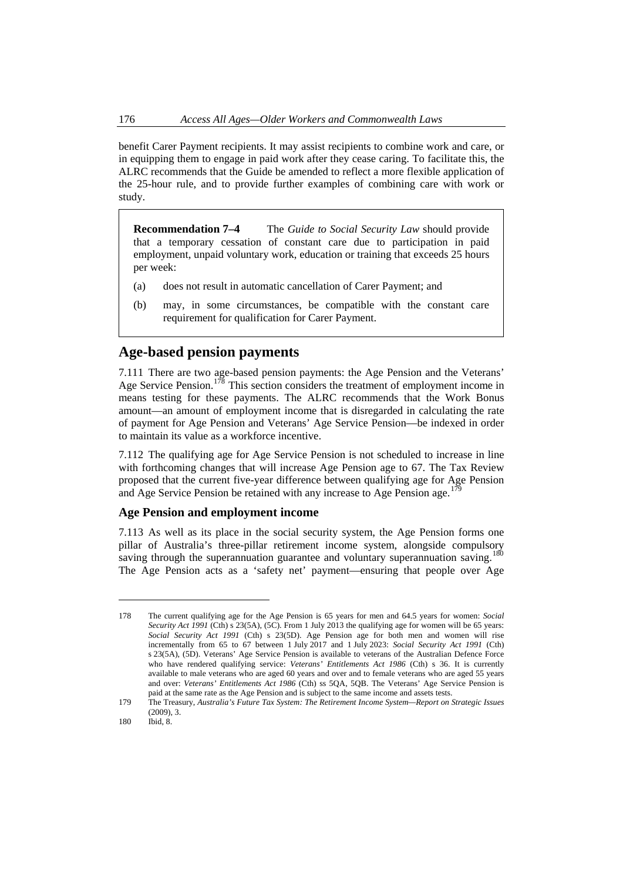benefit Carer Payment recipients. It may assist recipients to combine work and care, or in equipping them to engage in paid work after they cease caring. To facilitate this, the ALRC recommends that the Guide be amended to reflect a more flexible application of the 25-hour rule, and to provide further examples of combining care with work or study.

> **Recommendation 7–4** The *Guide to Social Security Law* should provide that a temporary cessation of constant care due to participation in paid employment, unpaid voluntary work, education or training that exceeds 25 hours per week:
>
> (a) does not result in automatic cancellation of Carer Payment; and
>
> (b) may, in some circumstances, be compatible with the constant care requirement for qualification for Carer Payment.

## Age-based pension payments

7.111 There are two age-based pension payments: the Age Pension and the Veterans' Age Service Pension.[178] This section considers the treatment of employment income in means testing for these payments. The ALRC recommends that the Work Bonus amount—an amount of employment income that is disregarded in calculating the rate of payment for Age Pension and Veterans' Age Service Pension—be indexed in order to maintain its value as a workforce incentive.

7.112 The qualifying age for Age Service Pension is not scheduled to increase in line with forthcoming changes that will increase Age Pension age to 67. The Tax Review proposed that the current five-year difference between qualifying age for Age Pension and Age Service Pension be retained with any increase to Age Pension age.[179]

### Age Pension and employment income

7.113 As well as its place in the social security system, the Age Pension forms one pillar of Australia's three-pillar retirement income system, alongside compulsory saving through the superannuation guarantee and voluntary superannuation saving.[180] The Age Pension acts as a 'safety net' payment—ensuring that people over Age

---

178 The current qualifying age for the Age Pension is 65 years for men and 64.5 years for women: *Social Security Act 1991* (Cth) s 23(5A), (5C). From 1 July 2013 the qualifying age for women will be 65 years: *Social Security Act 1991* (Cth) s 23(5D). Age Pension age for both men and women will rise incrementally from 65 to 67 between 1 July 2017 and 1 July 2023: *Social Security Act 1991* (Cth) s 23(5A), (5D). Veterans' Age Service Pension is available to veterans of the Australian Defence Force who have rendered qualifying service: *Veterans' Entitlements Act 1986* (Cth) s 36. It is currently available to male veterans who are aged 60 years and over and to female veterans who are aged 55 years and over: *Veterans' Entitlements Act 1986* (Cth) ss 5QA, 5QB. The Veterans' Age Service Pension is paid at the same rate as the Age Pension and is subject to the same income and assets tests.

179 The Treasury, *Australia's Future Tax System: The Retirement Income System—Report on Strategic Issues* (2009), 3.

180 Ibid, 8.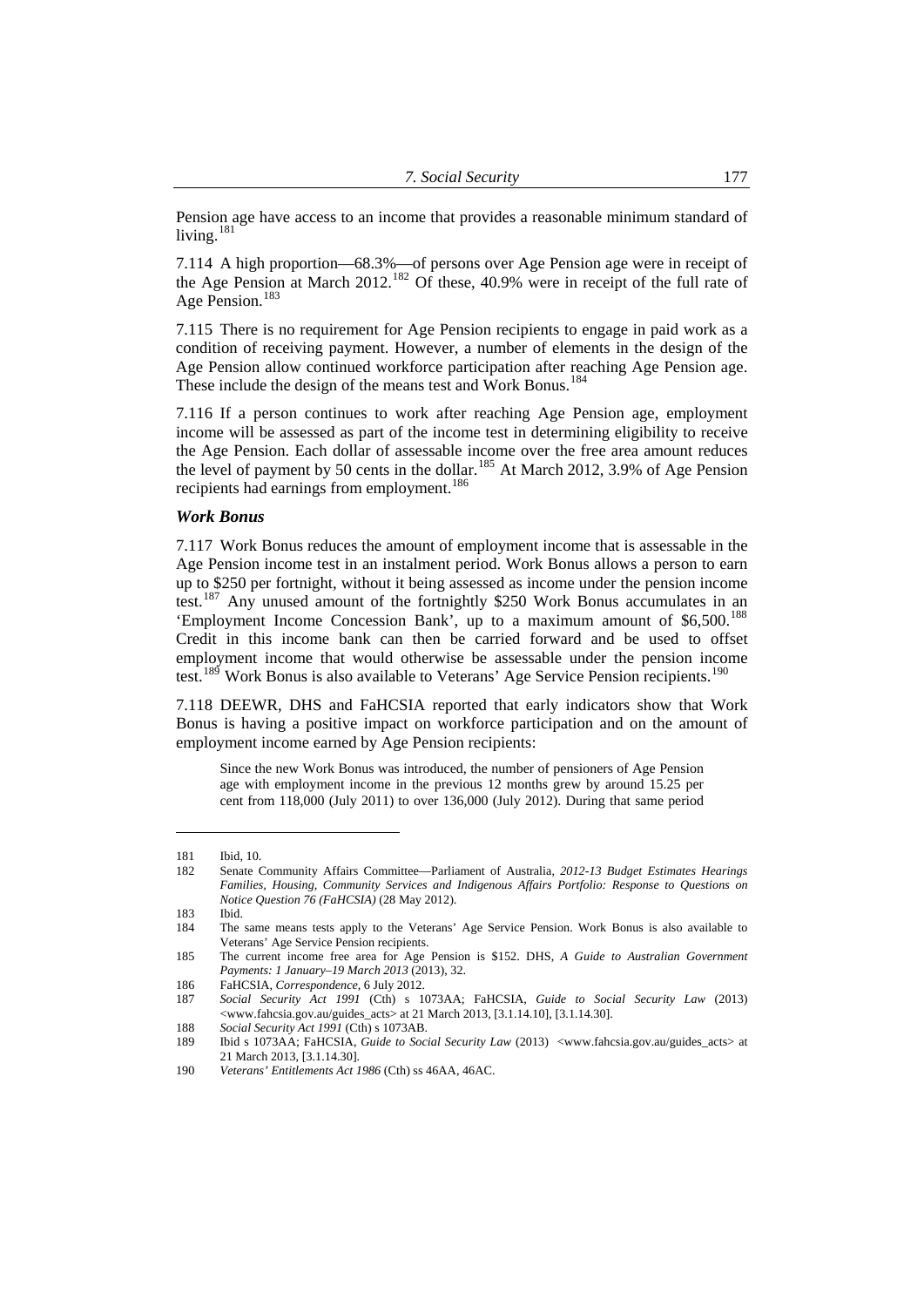Pension age have access to an income that provides a reasonable minimum standard of living.[181]

7.114 A high proportion—68.3%—of persons over Age Pension age were in receipt of the Age Pension at March 2012.[182] Of these, 40.9% were in receipt of the full rate of Age Pension.[183]

7.115 There is no requirement for Age Pension recipients to engage in paid work as a condition of receiving payment. However, a number of elements in the design of the Age Pension allow continued workforce participation after reaching Age Pension age. These include the design of the means test and Work Bonus.[184]

7.116 If a person continues to work after reaching Age Pension age, employment income will be assessed as part of the income test in determining eligibility to receive the Age Pension. Each dollar of assessable income over the free area amount reduces the level of payment by 50 cents in the dollar.[185] At March 2012, 3.9% of Age Pension recipients had earnings from employment.[186]

### *Work Bonus*

7.117 Work Bonus reduces the amount of employment income that is assessable in the Age Pension income test in an instalment period. Work Bonus allows a person to earn up to $250 per fortnight, without it being assessed as income under the pension income test.[187] Any unused amount of the fortnightly $250 Work Bonus accumulates in an 'Employment Income Concession Bank', up to a maximum amount of $6,500.[188] Credit in this income bank can then be carried forward and be used to offset employment income that would otherwise be assessable under the pension income test.[189] Work Bonus is also available to Veterans' Age Service Pension recipients.[190]

7.118 DEEWR, DHS and FaHCSIA reported that early indicators show that Work Bonus is having a positive impact on workforce participation and on the amount of employment income earned by Age Pension recipients:

> Since the new Work Bonus was introduced, the number of pensioners of Age Pension age with employment income in the previous 12 months grew by around 15.25 per cent from 118,000 (July 2011) to over 136,000 (July 2012). During that same period

---

181 Ibid, 10.

182 Senate Community Affairs Committee—Parliament of Australia, *2012-13 Budget Estimates Hearings Families, Housing, Community Services and Indigenous Affairs Portfolio: Response to Questions on Notice Question 76 (FaHCSIA)* (28 May 2012).

183 Ibid.

184 The same means tests apply to the Veterans' Age Service Pension. Work Bonus is also available to Veterans' Age Service Pension recipients.

185 The current income free area for Age Pension is $152. DHS, *A Guide to Australian Government Payments: 1 January–19 March 2013* (2013), 32.

186 FaHCSIA, *Correspondence*, 6 July 2012.

187 *Social Security Act 1991* (Cth) s 1073AA; FaHCSIA, *Guide to Social Security Law* (2013) <www.fahcsia.gov.au/guides_acts> at 21 March 2013, [3.1.14.10], [3.1.14.30].

188 *Social Security Act 1991* (Cth) s 1073AB.

189 Ibid s 1073AA; FaHCSIA, *Guide to Social Security Law* (2013) <www.fahcsia.gov.au/guides_acts> at 21 March 2013, [3.1.14.30].

190 *Veterans' Entitlements Act 1986* (Cth) ss 46AA, 46AC.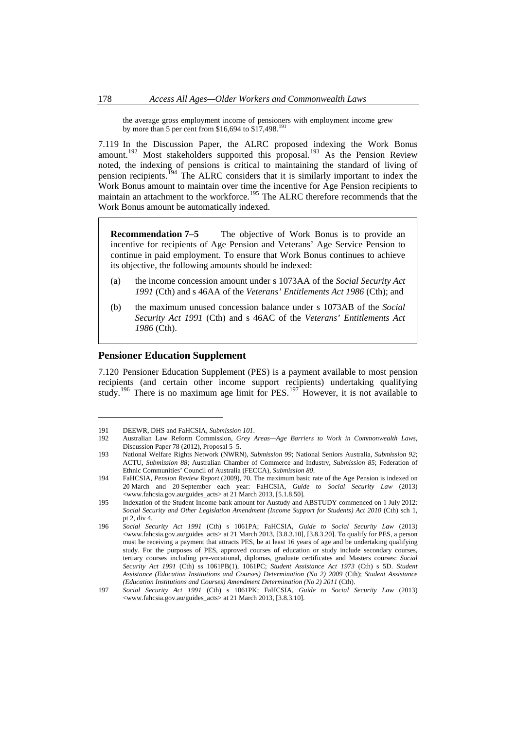the average gross employment income of pensioners with employment income grew by more than 5 per cent from $16,694 to $17,498.[191]

7.119 In the Discussion Paper, the ALRC proposed indexing the Work Bonus amount.[192] Most stakeholders supported this proposal.[193] As the Pension Review noted, the indexing of pensions is critical to maintaining the standard of living of pension recipients.[194] The ALRC considers that it is similarly important to index the Work Bonus amount to maintain over time the incentive for Age Pension recipients to maintain an attachment to the workforce.[195] The ALRC therefore recommends that the Work Bonus amount be automatically indexed.

> **Recommendation 7–5** The objective of Work Bonus is to provide an incentive for recipients of Age Pension and Veterans' Age Service Pension to continue in paid employment. To ensure that Work Bonus continues to achieve its objective, the following amounts should be indexed:
>
> (a) the income concession amount under s 1073AA of the *Social Security Act 1991* (Cth) and s 46AA of the *Veterans' Entitlements Act 1986* (Cth); and
>
> (b) the maximum unused concession balance under s 1073AB of the *Social Security Act 1991* (Cth) and s 46AC of the *Veterans' Entitlements Act 1986* (Cth).

## Pensioner Education Supplement

7.120 Pensioner Education Supplement (PES) is a payment available to most pension recipients (and certain other income support recipients) undertaking qualifying study.[196] There is no maximum age limit for PES.[197] However, it is not available to

---

191 DEEWR, DHS and FaHCSIA, *Submission 101*.

192 Australian Law Reform Commission, *Grey Areas—Age Barriers to Work in Commonwealth Laws*, Discussion Paper 78 (2012), Proposal 5–5.

193 National Welfare Rights Network (NWRN), *Submission 99*; National Seniors Australia, *Submission 92*; ACTU, *Submission 88*; Australian Chamber of Commerce and Industry, *Submission 85*; Federation of Ethnic Communities' Council of Australia (FECCA), *Submission 80*.

194 FaHCSIA, *Pension Review Report* (2009), 70. The maximum basic rate of the Age Pension is indexed on 20 March and 20 September each year: FaHCSIA, *Guide to Social Security Law* (2013) <www.fahcsia.gov.au/guides_acts> at 21 March 2013, [5.1.8.50].

195 Indexation of the Student Income bank amount for Austudy and ABSTUDY commenced on 1 July 2012: *Social Security and Other Legislation Amendment (Income Support for Students) Act 2010* (Cth) sch 1, pt 2, div 4.

196 *Social Security Act 1991* (Cth) s 1061PA; FaHCSIA, *Guide to Social Security Law* (2013) <www.fahcsia.gov.au/guides_acts> at 21 March 2013, [3.8.3.10], [3.8.3.20]. To qualify for PES, a person must be receiving a payment that attracts PES, be at least 16 years of age and be undertaking qualifying study. For the purposes of PES, approved courses of education or study include secondary courses, tertiary courses including pre-vocational, diplomas, graduate certificates and Masters courses: *Social Security Act 1991* (Cth) ss 1061PB(1), 1061PC; *Student Assistance Act 1973* (Cth) s 5D. *Student Assistance (Education Institutions and Courses) Determination (No 2) 2009* (Cth); *Student Assistance (Education Institutions and Courses) Amendment Determination (No 2) 2011* (Cth).

197 *Social Security Act 1991* (Cth) s 1061PK; FaHCSIA, *Guide to Social Security Law* (2013) <www.fahcsia.gov.au/guides_acts> at 21 March 2013, [3.8.3.10].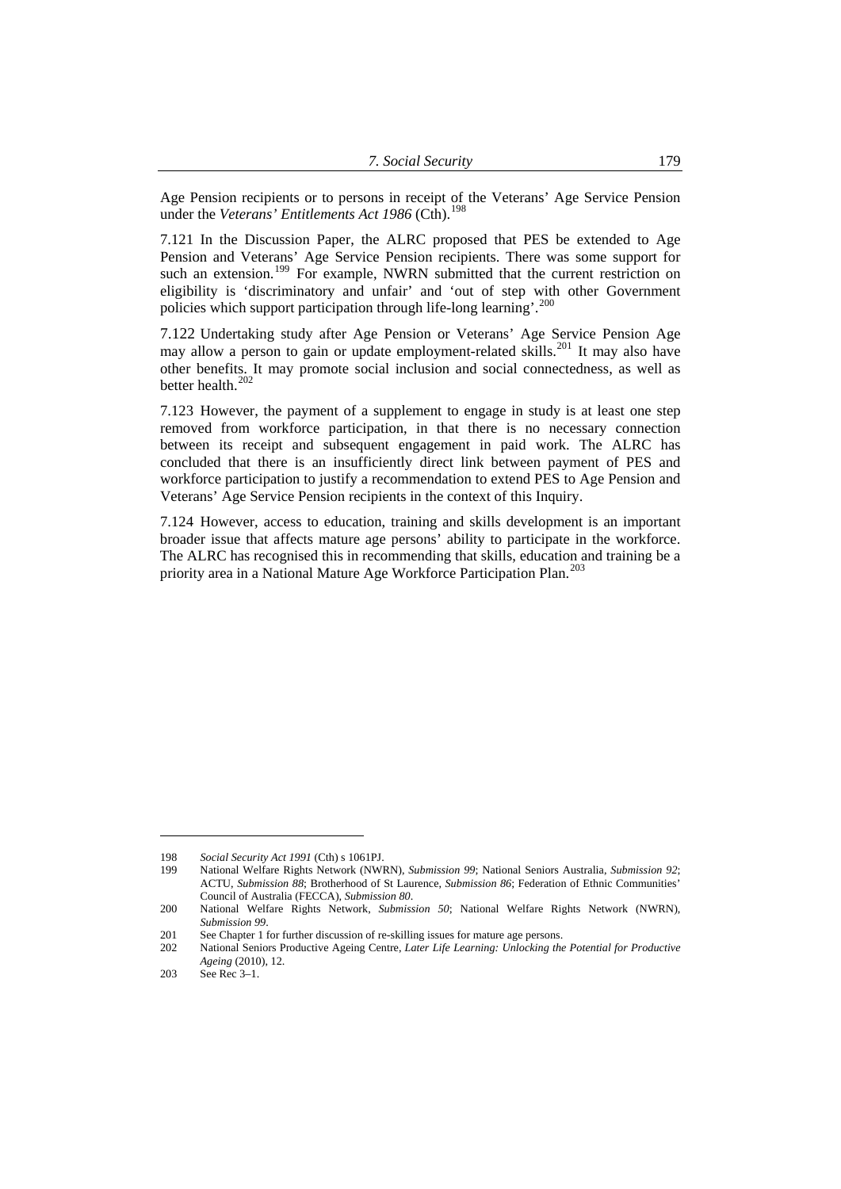Age Pension recipients or to persons in receipt of the Veterans' Age Service Pension under the *Veterans' Entitlements Act 1986* (Cth).[198]

7.121 In the Discussion Paper, the ALRC proposed that PES be extended to Age Pension and Veterans' Age Service Pension recipients. There was some support for such an extension.[199] For example, NWRN submitted that the current restriction on eligibility is 'discriminatory and unfair' and 'out of step with other Government policies which support participation through life-long learning'.[200]

7.122 Undertaking study after Age Pension or Veterans' Age Service Pension Age may allow a person to gain or update employment-related skills.[201] It may also have other benefits. It may promote social inclusion and social connectedness, as well as better health.[202]

7.123 However, the payment of a supplement to engage in study is at least one step removed from workforce participation, in that there is no necessary connection between its receipt and subsequent engagement in paid work. The ALRC has concluded that there is an insufficiently direct link between payment of PES and workforce participation to justify a recommendation to extend PES to Age Pension and Veterans' Age Service Pension recipients in the context of this Inquiry.

7.124 However, access to education, training and skills development is an important broader issue that affects mature age persons' ability to participate in the workforce. The ALRC has recognised this in recommending that skills, education and training be a priority area in a National Mature Age Workforce Participation Plan.[203]

---

198 *Social Security Act 1991* (Cth) s 1061PJ.

199 National Welfare Rights Network (NWRN), *Submission 99*; National Seniors Australia, *Submission 92*; ACTU, *Submission 88*; Brotherhood of St Laurence, *Submission 86*; Federation of Ethnic Communities' Council of Australia (FECCA), *Submission 80*.

200 National Welfare Rights Network, *Submission 50*; National Welfare Rights Network (NWRN), *Submission 99*.

201 See Chapter 1 for further discussion of re-skilling issues for mature age persons.

202 National Seniors Productive Ageing Centre, *Later Life Learning: Unlocking the Potential for Productive Ageing* (2010), 12.

203 See Rec 3–1.